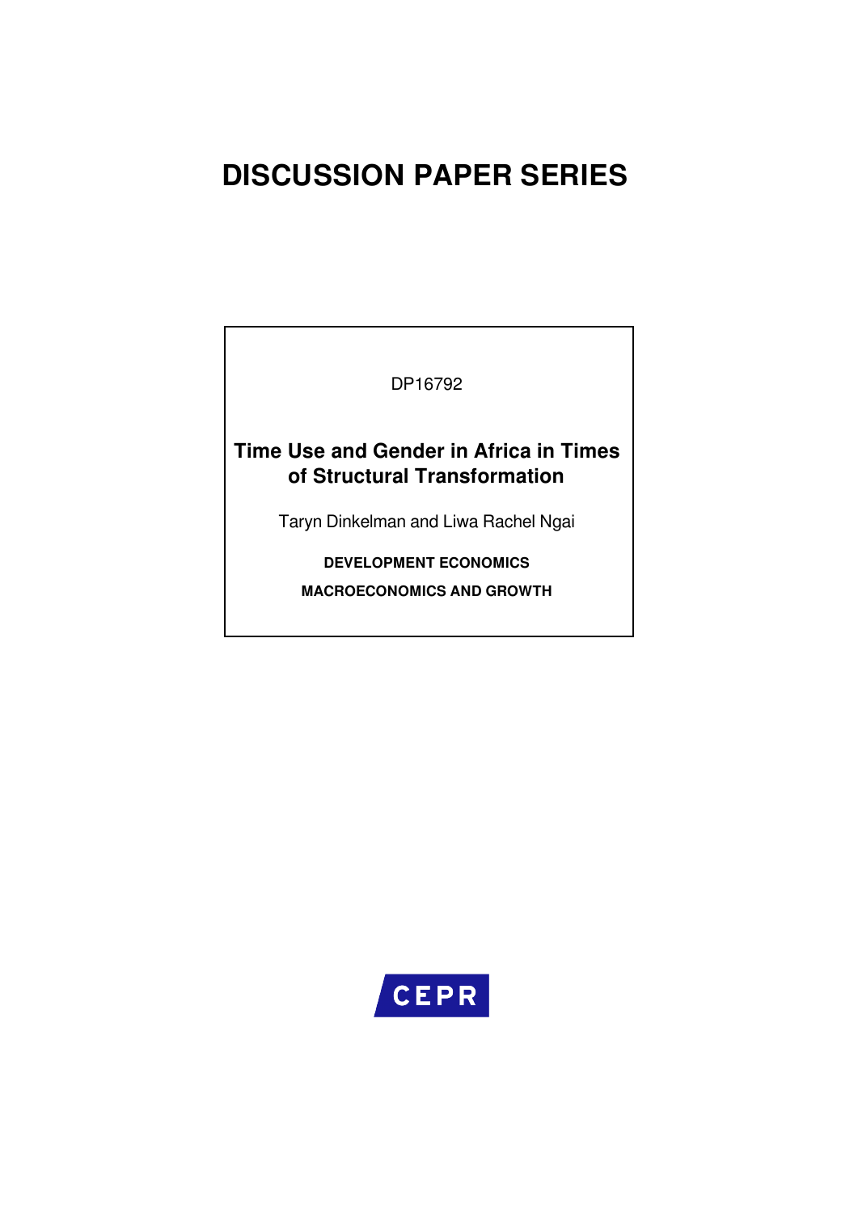# DISCUSSION PAPER SERIES

DP16792

## Time Use and Gender in Africa in Times of Structural Transformation

Taryn Dinkelman and Liwa Rachel Ngai

**DEVELOPMENT ECONOMICS**

**MACROECONOMICS AND GROWTH**

CEPR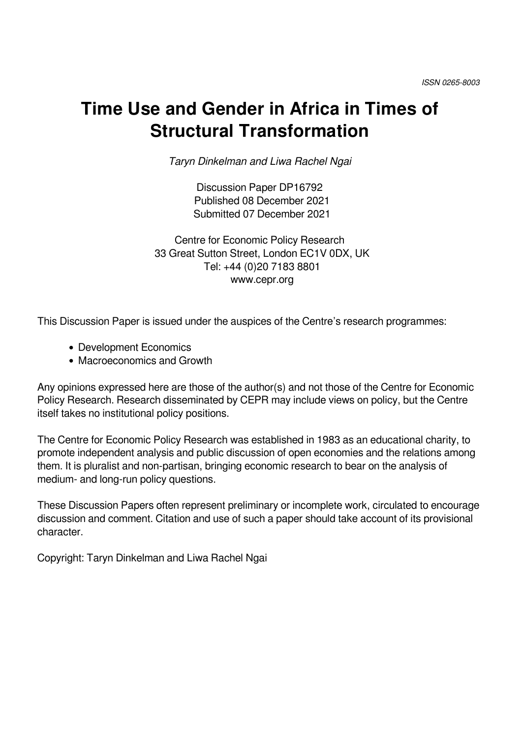ISSN 0265-8003

# Time Use and Gender in Africa in Times of Structural Transformation

*Taryn Dinkelman and Liwa Rachel Ngai*

Discussion Paper DP16792
Published 08 December 2021
Submitted 07 December 2021

Centre for Economic Policy Research
33 Great Sutton Street, London EC1V 0DX, UK
Tel: +44 (0)20 7183 8801
www.cepr.org

This Discussion Paper is issued under the auspices of the Centre's research programmes:

- Development Economics
- Macroeconomics and Growth

Any opinions expressed here are those of the author(s) and not those of the Centre for Economic Policy Research. Research disseminated by CEPR may include views on policy, but the Centre itself takes no institutional policy positions.

The Centre for Economic Policy Research was established in 1983 as an educational charity, to promote independent analysis and public discussion of open economies and the relations among them. It is pluralist and non-partisan, bringing economic research to bear on the analysis of medium- and long-run policy questions.

These Discussion Papers often represent preliminary or incomplete work, circulated to encourage discussion and comment. Citation and use of such a paper should take account of its provisional character.

Copyright: Taryn Dinkelman and Liwa Rachel Ngai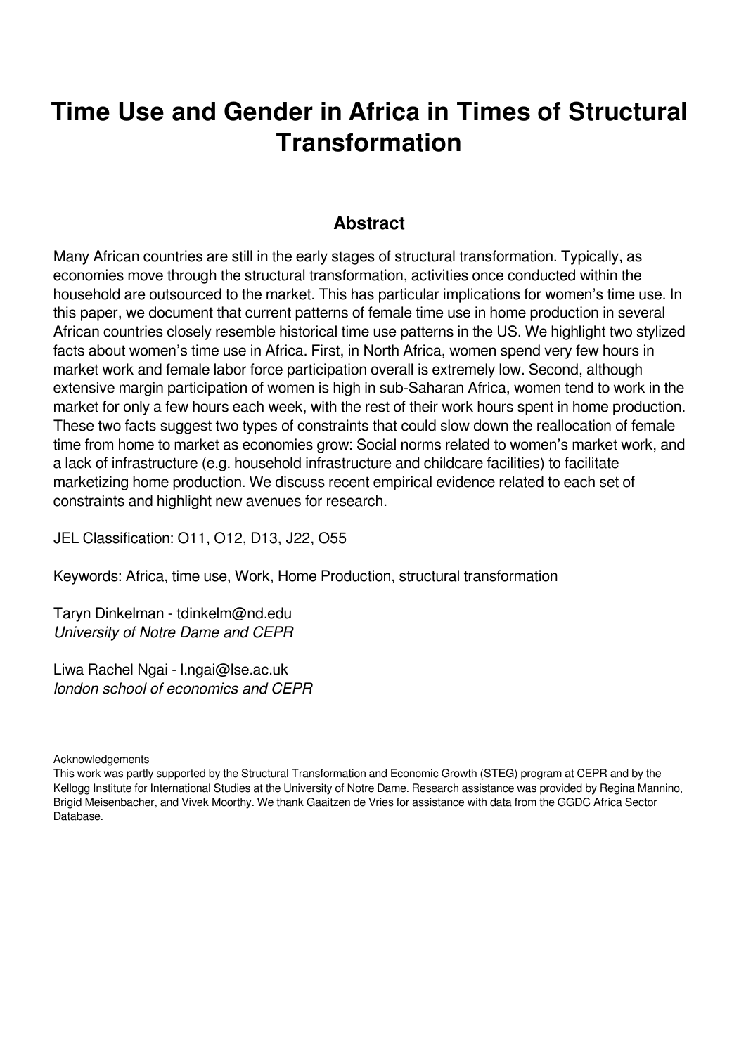# Time Use and Gender in Africa in Times of Structural Transformation

## Abstract

Many African countries are still in the early stages of structural transformation. Typically, as economies move through the structural transformation, activities once conducted within the household are outsourced to the market. This has particular implications for women's time use. In this paper, we document that current patterns of female time use in home production in several African countries closely resemble historical time use patterns in the US. We highlight two stylized facts about women's time use in Africa. First, in North Africa, women spend very few hours in market work and female labor force participation overall is extremely low. Second, although extensive margin participation of women is high in sub-Saharan Africa, women tend to work in the market for only a few hours each week, with the rest of their work hours spent in home production. These two facts suggest two types of constraints that could slow down the reallocation of female time from home to market as economies grow: Social norms related to women's market work, and a lack of infrastructure (e.g. household infrastructure and childcare facilities) to facilitate marketizing home production. We discuss recent empirical evidence related to each set of constraints and highlight new avenues for research.

JEL Classification: O11, O12, D13, J22, O55

Keywords: Africa, time use, Work, Home Production, structural transformation

Taryn Dinkelman - tdinkelm@nd.edu
*University of Notre Dame and CEPR*

Liwa Rachel Ngai - l.ngai@lse.ac.uk
*london school of economics and CEPR*

Acknowledgements
This work was partly supported by the Structural Transformation and Economic Growth (STEG) program at CEPR and by the Kellogg Institute for International Studies at the University of Notre Dame. Research assistance was provided by Regina Mannino, Brigid Meisenbacher, and Vivek Moorthy. We thank Gaaitzen de Vries for assistance with data from the GGDC Africa Sector Database.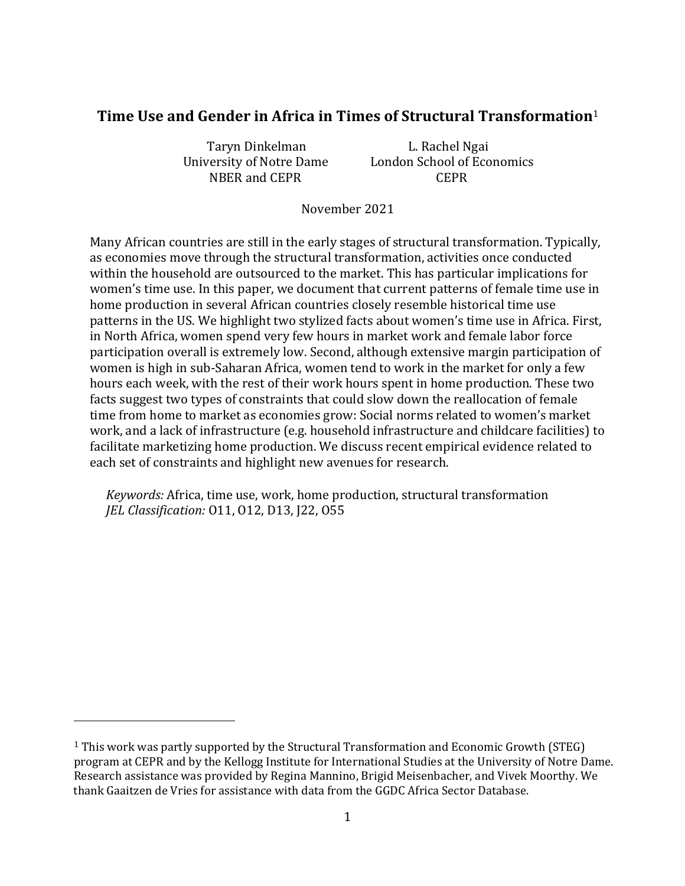# Time Use and Gender in Africa in Times of Structural Transformation[1]

Taryn Dinkelman
University of Notre Dame
NBER and CEPR

L. Rachel Ngai
London School of Economics
CEPR

November 2021

Many African countries are still in the early stages of structural transformation. Typically, as economies move through the structural transformation, activities once conducted within the household are outsourced to the market. This has particular implications for women's time use. In this paper, we document that current patterns of female time use in home production in several African countries closely resemble historical time use patterns in the US. We highlight two stylized facts about women's time use in Africa. First, in North Africa, women spend very few hours in market work and female labor force participation overall is extremely low. Second, although extensive margin participation of women is high in sub-Saharan Africa, women tend to work in the market for only a few hours each week, with the rest of their work hours spent in home production. These two facts suggest two types of constraints that could slow down the reallocation of female time from home to market as economies grow: Social norms related to women's market work, and a lack of infrastructure (e.g. household infrastructure and childcare facilities) to facilitate marketizing home production. We discuss recent empirical evidence related to each set of constraints and highlight new avenues for research.

*Keywords:* Africa, time use, work, home production, structural transformation
*JEL Classification:* O11, O12, D13, J22, O55

---

[1] This work was partly supported by the Structural Transformation and Economic Growth (STEG) program at CEPR and by the Kellogg Institute for International Studies at the University of Notre Dame. Research assistance was provided by Regina Mannino, Brigid Meisenbacher, and Vivek Moorthy. We thank Gaaitzen de Vries for assistance with data from the GGDC Africa Sector Database.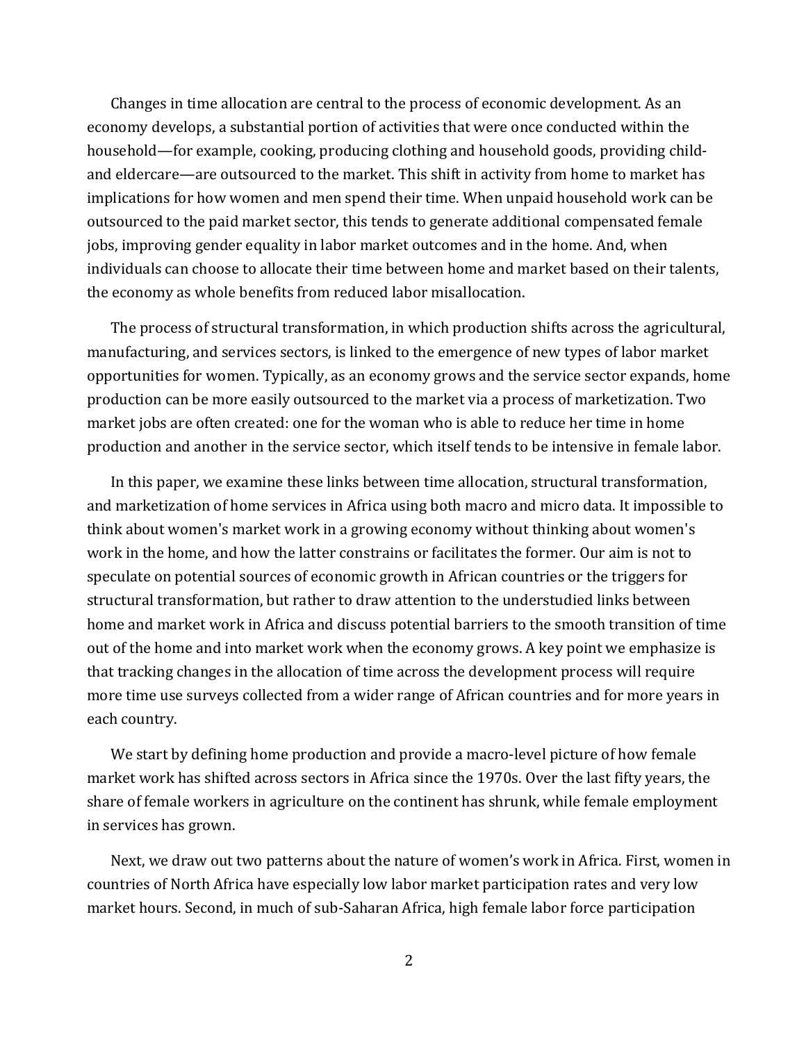Changes in time allocation are central to the process of economic development. As an economy develops, a substantial portion of activities that were once conducted within the household—for example, cooking, producing clothing and household goods, providing child- and eldercare—are outsourced to the market. This shift in activity from home to market has implications for how women and men spend their time. When unpaid household work can be outsourced to the paid market sector, this tends to generate additional compensated female jobs, improving gender equality in labor market outcomes and in the home. And, when individuals can choose to allocate their time between home and market based on their talents, the economy as whole benefits from reduced labor misallocation.

The process of structural transformation, in which production shifts across the agricultural, manufacturing, and services sectors, is linked to the emergence of new types of labor market opportunities for women. Typically, as an economy grows and the service sector expands, home production can be more easily outsourced to the market via a process of marketization. Two market jobs are often created: one for the woman who is able to reduce her time in home production and another in the service sector, which itself tends to be intensive in female labor.

In this paper, we examine these links between time allocation, structural transformation, and marketization of home services in Africa using both macro and micro data. It impossible to think about women's market work in a growing economy without thinking about women's work in the home, and how the latter constrains or facilitates the former. Our aim is not to speculate on potential sources of economic growth in African countries or the triggers for structural transformation, but rather to draw attention to the understudied links between home and market work in Africa and discuss potential barriers to the smooth transition of time out of the home and into market work when the economy grows. A key point we emphasize is that tracking changes in the allocation of time across the development process will require more time use surveys collected from a wider range of African countries and for more years in each country.

We start by defining home production and provide a macro-level picture of how female market work has shifted across sectors in Africa since the 1970s. Over the last fifty years, the share of female workers in agriculture on the continent has shrunk, while female employment in services has grown.

Next, we draw out two patterns about the nature of women's work in Africa. First, women in countries of North Africa have especially low labor market participation rates and very low market hours. Second, in much of sub-Saharan Africa, high female labor force participation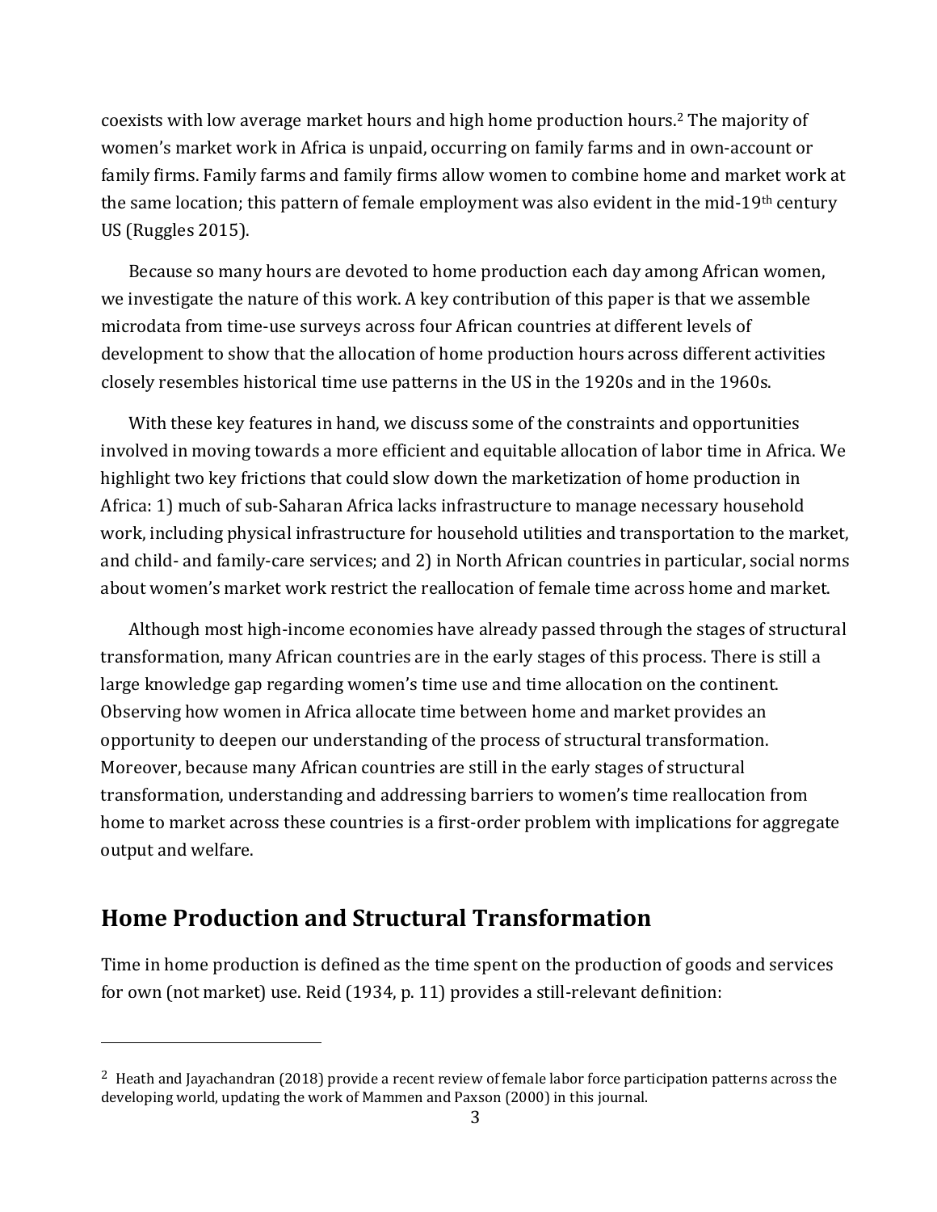coexists with low average market hours and high home production hours.[2] The majority of women's market work in Africa is unpaid, occurring on family farms and in own-account or family firms. Family farms and family firms allow women to combine home and market work at the same location; this pattern of female employment was also evident in the mid-19th century US (Ruggles 2015).

Because so many hours are devoted to home production each day among African women, we investigate the nature of this work. A key contribution of this paper is that we assemble microdata from time-use surveys across four African countries at different levels of development to show that the allocation of home production hours across different activities closely resembles historical time use patterns in the US in the 1920s and in the 1960s.

With these key features in hand, we discuss some of the constraints and opportunities involved in moving towards a more efficient and equitable allocation of labor time in Africa. We highlight two key frictions that could slow down the marketization of home production in Africa: 1) much of sub-Saharan Africa lacks infrastructure to manage necessary household work, including physical infrastructure for household utilities and transportation to the market, and child- and family-care services; and 2) in North African countries in particular, social norms about women's market work restrict the reallocation of female time across home and market.

Although most high-income economies have already passed through the stages of structural transformation, many African countries are in the early stages of this process. There is still a large knowledge gap regarding women's time use and time allocation on the continent. Observing how women in Africa allocate time between home and market provides an opportunity to deepen our understanding of the process of structural transformation. Moreover, because many African countries are still in the early stages of structural transformation, understanding and addressing barriers to women's time reallocation from home to market across these countries is a first-order problem with implications for aggregate output and welfare.

## Home Production and Structural Transformation

Time in home production is defined as the time spent on the production of goods and services for own (not market) use. Reid (1934, p. 11) provides a still-relevant definition:

[2] Heath and Jayachandran (2018) provide a recent review of female labor force participation patterns across the developing world, updating the work of Mammen and Paxson (2000) in this journal.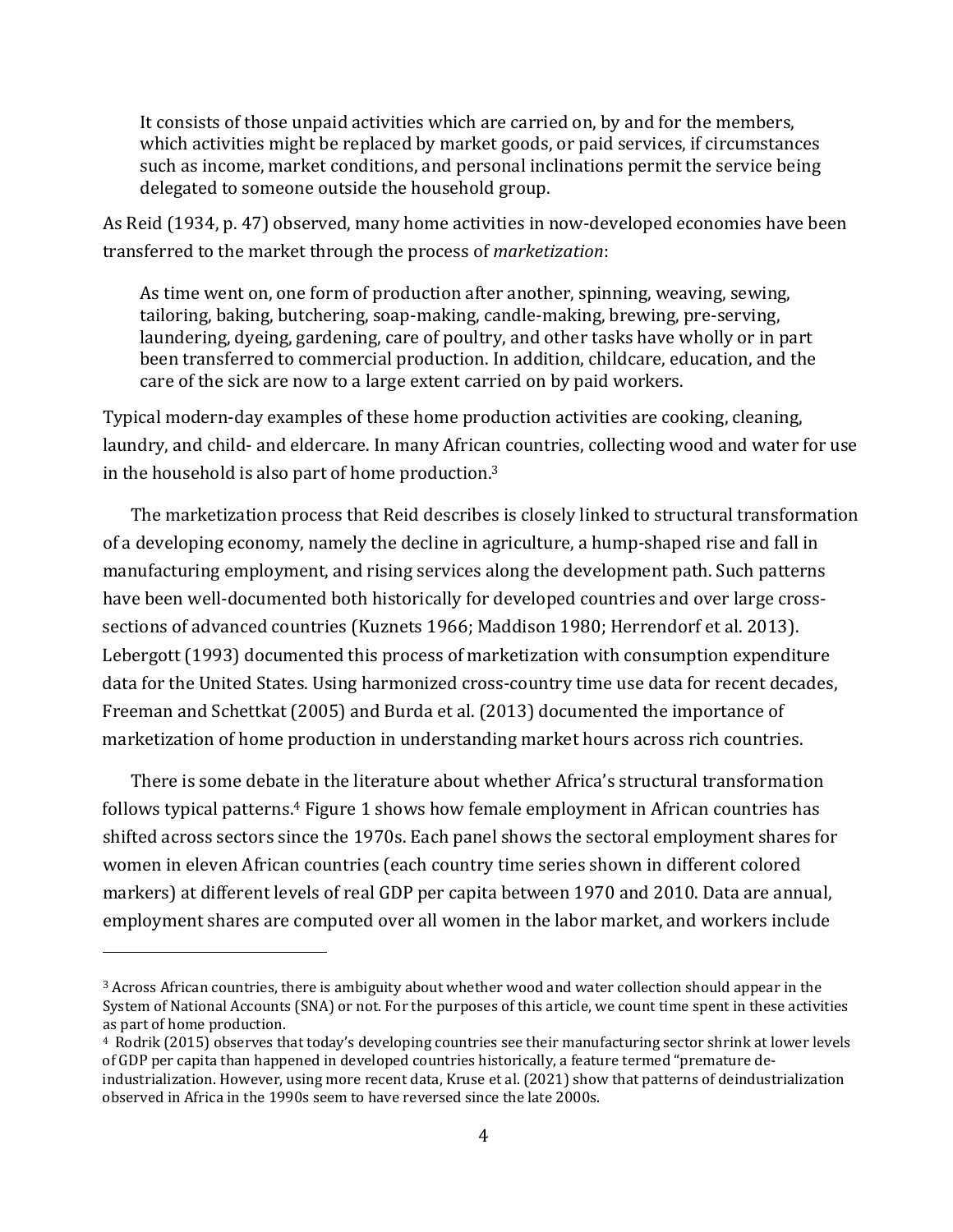> It consists of those unpaid activities which are carried on, by and for the members, which activities might be replaced by market goods, or paid services, if circumstances such as income, market conditions, and personal inclinations permit the service being delegated to someone outside the household group.

As Reid (1934, p. 47) observed, many home activities in now-developed economies have been transferred to the market through the process of *marketization*:

> As time went on, one form of production after another, spinning, weaving, sewing, tailoring, baking, butchering, soap-making, candle-making, brewing, pre-serving, laundering, dyeing, gardening, care of poultry, and other tasks have wholly or in part been transferred to commercial production. In addition, childcare, education, and the care of the sick are now to a large extent carried on by paid workers.

Typical modern-day examples of these home production activities are cooking, cleaning, laundry, and child- and eldercare. In many African countries, collecting wood and water for use in the household is also part of home production.[3]

The marketization process that Reid describes is closely linked to structural transformation of a developing economy, namely the decline in agriculture, a hump-shaped rise and fall in manufacturing employment, and rising services along the development path. Such patterns have been well-documented both historically for developed countries and over large cross-sections of advanced countries (Kuznets 1966; Maddison 1980; Herrendorf et al. 2013). Lebergott (1993) documented this process of marketization with consumption expenditure data for the United States. Using harmonized cross-country time use data for recent decades, Freeman and Schettkat (2005) and Burda et al. (2013) documented the importance of marketization of home production in understanding market hours across rich countries.

There is some debate in the literature about whether Africa's structural transformation follows typical patterns.[4] Figure 1 shows how female employment in African countries has shifted across sectors since the 1970s. Each panel shows the sectoral employment shares for women in eleven African countries (each country time series shown in different colored markers) at different levels of real GDP per capita between 1970 and 2010. Data are annual, employment shares are computed over all women in the labor market, and workers include

---

[3] Across African countries, there is ambiguity about whether wood and water collection should appear in the System of National Accounts (SNA) or not. For the purposes of this article, we count time spent in these activities as part of home production.

[4] Rodrik (2015) observes that today's developing countries see their manufacturing sector shrink at lower levels of GDP per capita than happened in developed countries historically, a feature termed "premature de-industrialization. However, using more recent data, Kruse et al. (2021) show that patterns of deindustrialization observed in Africa in the 1990s seem to have reversed since the late 2000s.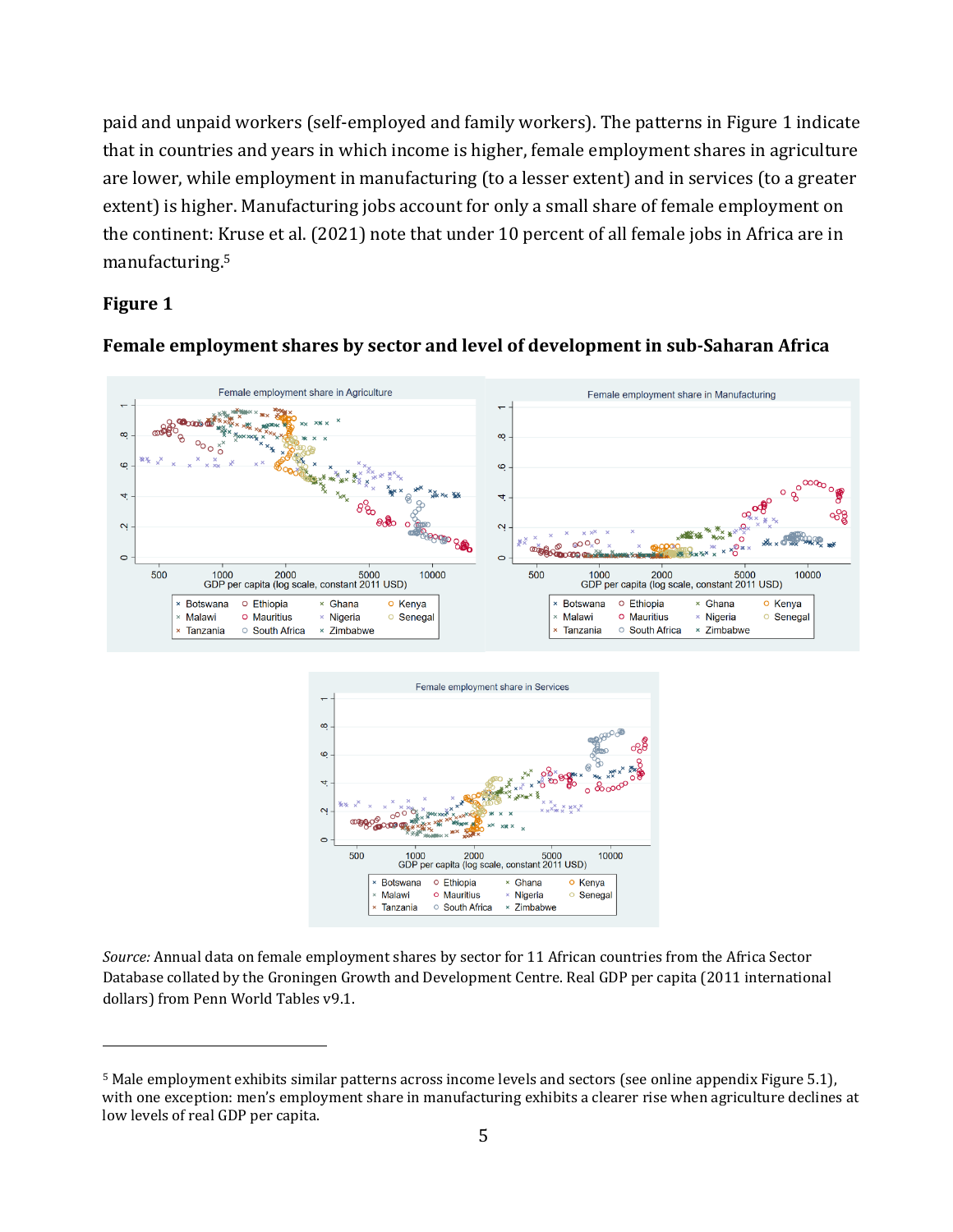paid and unpaid workers (self-employed and family workers). The patterns in Figure 1 indicate that in countries and years in which income is higher, female employment shares in agriculture are lower, while employment in manufacturing (to a lesser extent) and in services (to a greater extent) is higher. Manufacturing jobs account for only a small share of female employment on the continent: Kruse et al. (2021) note that under 10 percent of all female jobs in Africa are in manufacturing.[5]

**Figure 1**

**Female employment shares by sector and level of development in sub-Saharan Africa**

*Source:* Annual data on female employment shares by sector for 11 African countries from the Africa Sector Database collated by the Groningen Growth and Development Centre. Real GDP per capita (2011 international dollars) from Penn World Tables v9.1.

---

[5] Male employment exhibits similar patterns across income levels and sectors (see online appendix Figure 5.1), with one exception: men's employment share in manufacturing exhibits a clearer rise when agriculture declines at low levels of real GDP per capita.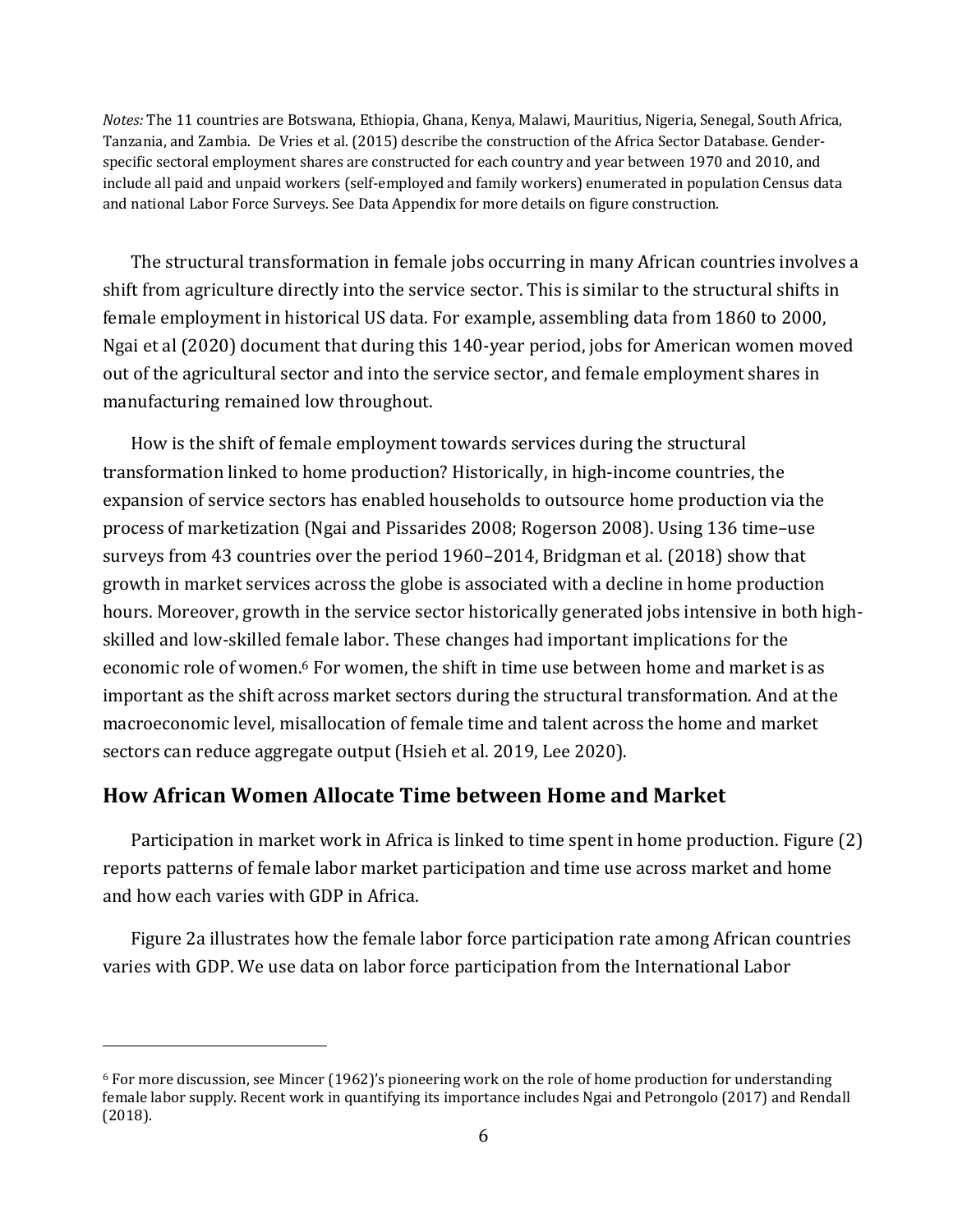*Notes:* The 11 countries are Botswana, Ethiopia, Ghana, Kenya, Malawi, Mauritius, Nigeria, Senegal, South Africa, Tanzania, and Zambia. De Vries et al. (2015) describe the construction of the Africa Sector Database. Gender-specific sectoral employment shares are constructed for each country and year between 1970 and 2010, and include all paid and unpaid workers (self-employed and family workers) enumerated in population Census data and national Labor Force Surveys. See Data Appendix for more details on figure construction.

The structural transformation in female jobs occurring in many African countries involves a shift from agriculture directly into the service sector. This is similar to the structural shifts in female employment in historical US data. For example, assembling data from 1860 to 2000, Ngai et al (2020) document that during this 140-year period, jobs for American women moved out of the agricultural sector and into the service sector, and female employment shares in manufacturing remained low throughout.

How is the shift of female employment towards services during the structural transformation linked to home production? Historically, in high-income countries, the expansion of service sectors has enabled households to outsource home production via the process of marketization (Ngai and Pissarides 2008; Rogerson 2008). Using 136 time–use surveys from 43 countries over the period 1960–2014, Bridgman et al. (2018) show that growth in market services across the globe is associated with a decline in home production hours. Moreover, growth in the service sector historically generated jobs intensive in both high-skilled and low-skilled female labor. These changes had important implications for the economic role of women.[6] For women, the shift in time use between home and market is as important as the shift across market sectors during the structural transformation. And at the macroeconomic level, misallocation of female time and talent across the home and market sectors can reduce aggregate output (Hsieh et al. 2019, Lee 2020).

## How African Women Allocate Time between Home and Market

Participation in market work in Africa is linked to time spent in home production. Figure (2) reports patterns of female labor market participation and time use across market and home and how each varies with GDP in Africa.

Figure 2a illustrates how the female labor force participation rate among African countries varies with GDP. We use data on labor force participation from the International Labor

[6] For more discussion, see Mincer (1962)'s pioneering work on the role of home production for understanding female labor supply. Recent work in quantifying its importance includes Ngai and Petrongolo (2017) and Rendall (2018).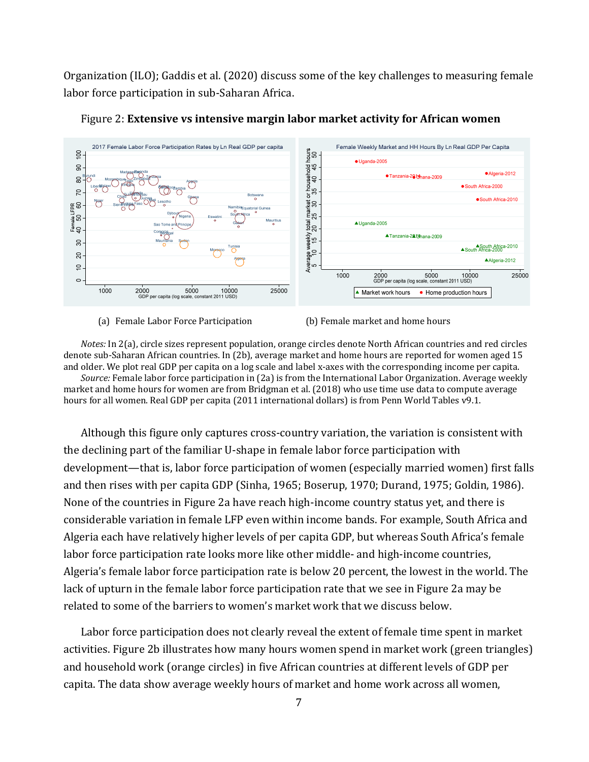Organization (ILO); Gaddis et al. (2020) discuss some of the key challenges to measuring female labor force participation in sub-Saharan Africa.

Figure 2: **Extensive vs intensive margin labor market activity for African women**

(a) Female Labor Force Participation

(b) Female market and home hours

*Notes:* In 2(a), circle sizes represent population, orange circles denote North African countries and red circles denote sub-Saharan African countries. In (2b), average market and home hours are reported for women aged 15 and older. We plot real GDP per capita on a log scale and label x-axes with the corresponding income per capita.

*Source:* Female labor force participation in (2a) is from the International Labor Organization. Average weekly market and home hours for women are from Bridgman et al. (2018) who use time use data to compute average hours for all women. Real GDP per capita (2011 international dollars) is from Penn World Tables v9.1.

Although this figure only captures cross-country variation, the variation is consistent with the declining part of the familiar U-shape in female labor force participation with development—that is, labor force participation of women (especially married women) first falls and then rises with per capita GDP (Sinha, 1965; Boserup, 1970; Durand, 1975; Goldin, 1986). None of the countries in Figure 2a have reach high-income country status yet, and there is considerable variation in female LFP even within income bands. For example, South Africa and Algeria each have relatively higher levels of per capita GDP, but whereas South Africa's female labor force participation rate looks more like other middle- and high-income countries, Algeria's female labor force participation rate is below 20 percent, the lowest in the world. The lack of upturn in the female labor force participation rate that we see in Figure 2a may be related to some of the barriers to women's market work that we discuss below.

Labor force participation does not clearly reveal the extent of female time spent in market activities. Figure 2b illustrates how many hours women spend in market work (green triangles) and household work (orange circles) in five African countries at different levels of GDP per capita. The data show average weekly hours of market and home work across all women,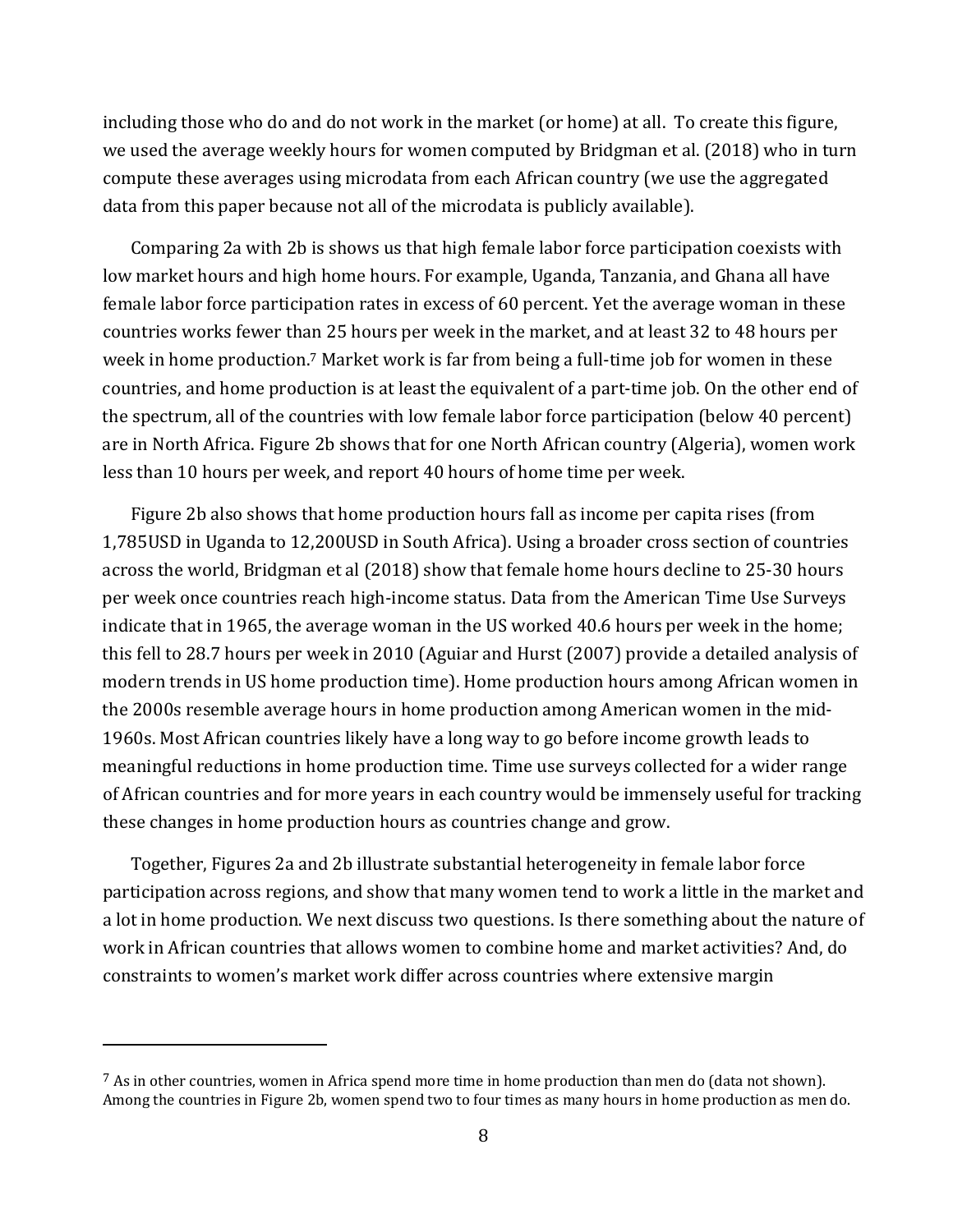including those who do and do not work in the market (or home) at all. To create this figure, we used the average weekly hours for women computed by Bridgman et al. (2018) who in turn compute these averages using microdata from each African country (we use the aggregated data from this paper because not all of the microdata is publicly available).

Comparing 2a with 2b is shows us that high female labor force participation coexists with low market hours and high home hours. For example, Uganda, Tanzania, and Ghana all have female labor force participation rates in excess of 60 percent. Yet the average woman in these countries works fewer than 25 hours per week in the market, and at least 32 to 48 hours per week in home production.[7] Market work is far from being a full-time job for women in these countries, and home production is at least the equivalent of a part-time job. On the other end of the spectrum, all of the countries with low female labor force participation (below 40 percent) are in North Africa. Figure 2b shows that for one North African country (Algeria), women work less than 10 hours per week, and report 40 hours of home time per week.

Figure 2b also shows that home production hours fall as income per capita rises (from 1,785USD in Uganda to 12,200USD in South Africa). Using a broader cross section of countries across the world, Bridgman et al (2018) show that female home hours decline to 25-30 hours per week once countries reach high-income status. Data from the American Time Use Surveys indicate that in 1965, the average woman in the US worked 40.6 hours per week in the home; this fell to 28.7 hours per week in 2010 (Aguiar and Hurst (2007) provide a detailed analysis of modern trends in US home production time). Home production hours among African women in the 2000s resemble average hours in home production among American women in the mid-1960s. Most African countries likely have a long way to go before income growth leads to meaningful reductions in home production time. Time use surveys collected for a wider range of African countries and for more years in each country would be immensely useful for tracking these changes in home production hours as countries change and grow.

Together, Figures 2a and 2b illustrate substantial heterogeneity in female labor force participation across regions, and show that many women tend to work a little in the market and a lot in home production. We next discuss two questions. Is there something about the nature of work in African countries that allows women to combine home and market activities? And, do constraints to women's market work differ across countries where extensive margin

---

[7] As in other countries, women in Africa spend more time in home production than men do (data not shown). Among the countries in Figure 2b, women spend two to four times as many hours in home production as men do.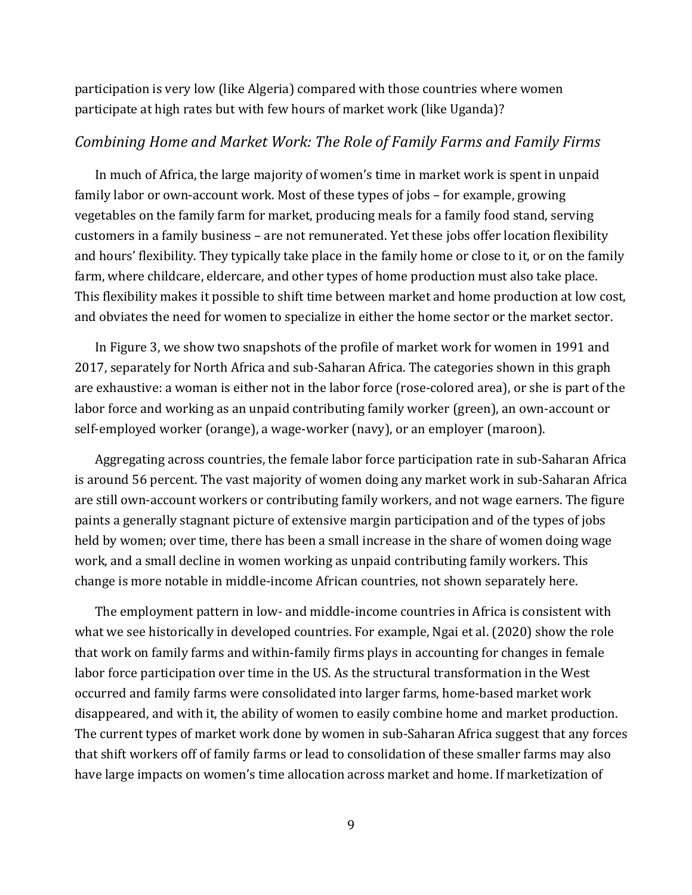participation is very low (like Algeria) compared with those countries where women participate at high rates but with few hours of market work (like Uganda)?

### *Combining Home and Market Work: The Role of Family Farms and Family Firms*

In much of Africa, the large majority of women's time in market work is spent in unpaid family labor or own-account work. Most of these types of jobs – for example, growing vegetables on the family farm for market, producing meals for a family food stand, serving customers in a family business – are not remunerated. Yet these jobs offer location flexibility and hours' flexibility. They typically take place in the family home or close to it, or on the family farm, where childcare, eldercare, and other types of home production must also take place. This flexibility makes it possible to shift time between market and home production at low cost, and obviates the need for women to specialize in either the home sector or the market sector.

In Figure 3, we show two snapshots of the profile of market work for women in 1991 and 2017, separately for North Africa and sub-Saharan Africa. The categories shown in this graph are exhaustive: a woman is either not in the labor force (rose-colored area), or she is part of the labor force and working as an unpaid contributing family worker (green), an own-account or self-employed worker (orange), a wage-worker (navy), or an employer (maroon).

Aggregating across countries, the female labor force participation rate in sub-Saharan Africa is around 56 percent. The vast majority of women doing any market work in sub-Saharan Africa are still own-account workers or contributing family workers, and not wage earners. The figure paints a generally stagnant picture of extensive margin participation and of the types of jobs held by women; over time, there has been a small increase in the share of women doing wage work, and a small decline in women working as unpaid contributing family workers. This change is more notable in middle-income African countries, not shown separately here.

The employment pattern in low- and middle-income countries in Africa is consistent with what we see historically in developed countries. For example, Ngai et al. (2020) show the role that work on family farms and within-family firms plays in accounting for changes in female labor force participation over time in the US. As the structural transformation in the West occurred and family farms were consolidated into larger farms, home-based market work disappeared, and with it, the ability of women to easily combine home and market production. The current types of market work done by women in sub-Saharan Africa suggest that any forces that shift workers off of family farms or lead to consolidation of these smaller farms may also have large impacts on women's time allocation across market and home. If marketization of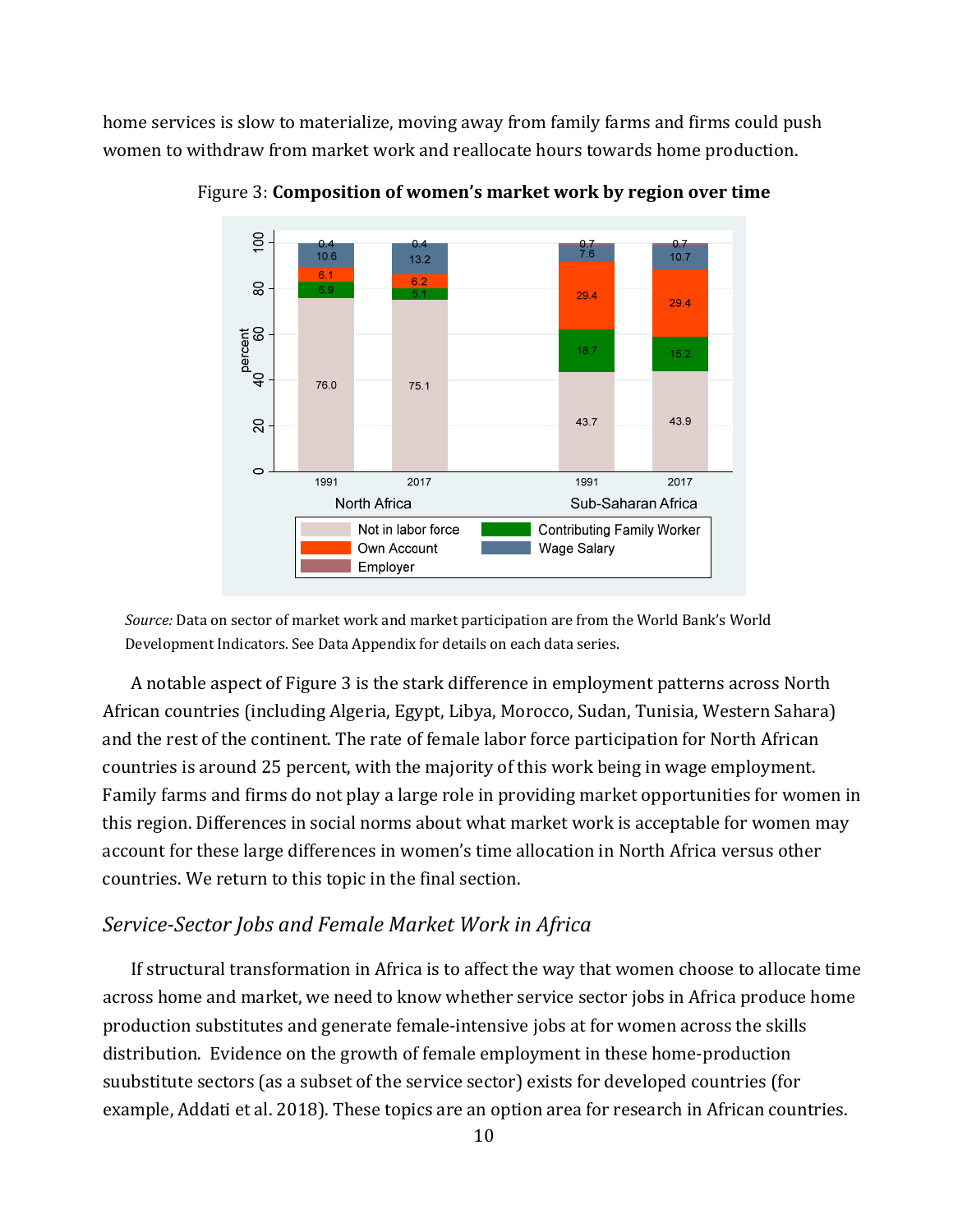home services is slow to materialize, moving away from family farms and firms could push women to withdraw from market work and reallocate hours towards home production.

Figure 3: **Composition of women's market work by region over time**

*Source:* Data on sector of market work and market participation are from the World Bank's World Development Indicators. See Data Appendix for details on each data series.

A notable aspect of Figure 3 is the stark difference in employment patterns across North African countries (including Algeria, Egypt, Libya, Morocco, Sudan, Tunisia, Western Sahara) and the rest of the continent. The rate of female labor force participation for North African countries is around 25 percent, with the majority of this work being in wage employment. Family farms and firms do not play a large role in providing market opportunities for women in this region. Differences in social norms about what market work is acceptable for women may account for these large differences in women's time allocation in North Africa versus other countries. We return to this topic in the final section.

## *Service-Sector Jobs and Female Market Work in Africa*

If structural transformation in Africa is to affect the way that women choose to allocate time across home and market, we need to know whether service sector jobs in Africa produce home production substitutes and generate female-intensive jobs at for women across the skills distribution. Evidence on the growth of female employment in these home-production suubstitute sectors (as a subset of the service sector) exists for developed countries (for example, Addati et al. 2018). These topics are an option area for research in African countries.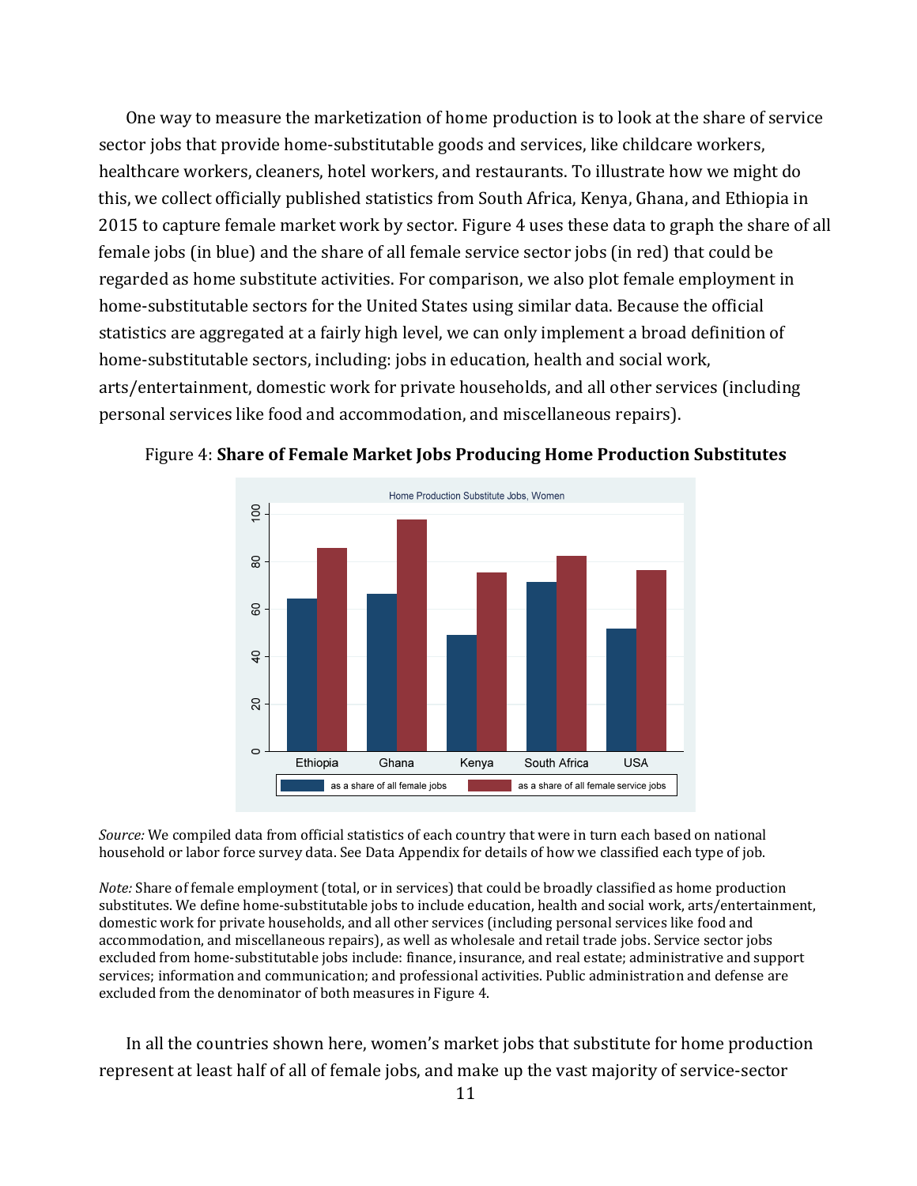One way to measure the marketization of home production is to look at the share of service sector jobs that provide home-substitutable goods and services, like childcare workers, healthcare workers, cleaners, hotel workers, and restaurants. To illustrate how we might do this, we collect officially published statistics from South Africa, Kenya, Ghana, and Ethiopia in 2015 to capture female market work by sector. Figure 4 uses these data to graph the share of all female jobs (in blue) and the share of all female service sector jobs (in red) that could be regarded as home substitute activities. For comparison, we also plot female employment in home-substitutable sectors for the United States using similar data. Because the official statistics are aggregated at a fairly high level, we can only implement a broad definition of home-substitutable sectors, including: jobs in education, health and social work, arts/entertainment, domestic work for private households, and all other services (including personal services like food and accommodation, and miscellaneous repairs).

Figure 4: **Share of Female Market Jobs Producing Home Production Substitutes**

*Source:* We compiled data from official statistics of each country that were in turn each based on national household or labor force survey data. See Data Appendix for details of how we classified each type of job.

*Note:* Share of female employment (total, or in services) that could be broadly classified as home production substitutes. We define home-substitutable jobs to include education, health and social work, arts/entertainment, domestic work for private households, and all other services (including personal services like food and accommodation, and miscellaneous repairs), as well as wholesale and retail trade jobs. Service sector jobs excluded from home-substitutable jobs include: finance, insurance, and real estate; administrative and support services; information and communication; and professional activities. Public administration and defense are excluded from the denominator of both measures in Figure 4.

In all the countries shown here, women's market jobs that substitute for home production represent at least half of all of female jobs, and make up the vast majority of service-sector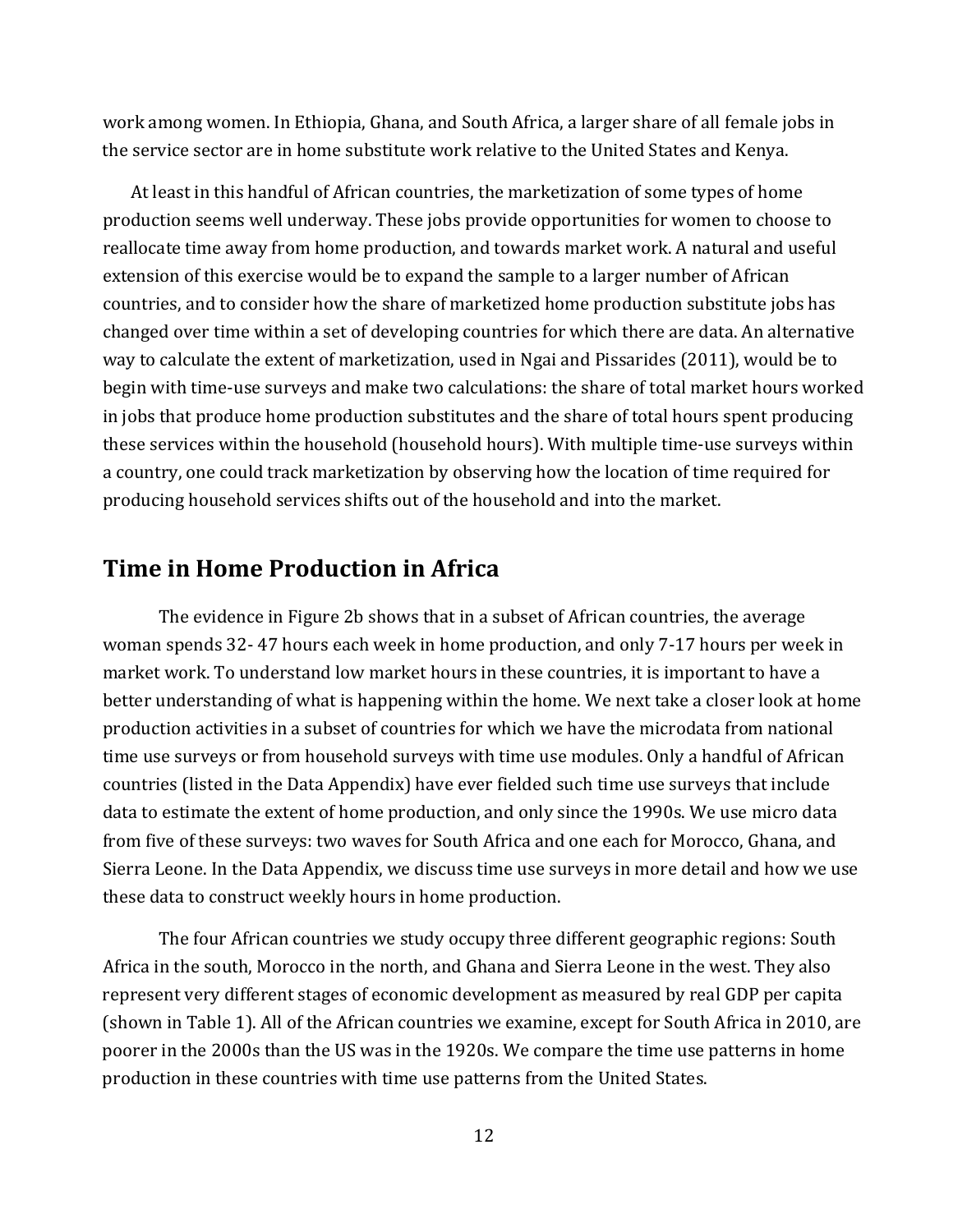work among women. In Ethiopia, Ghana, and South Africa, a larger share of all female jobs in the service sector are in home substitute work relative to the United States and Kenya.

At least in this handful of African countries, the marketization of some types of home production seems well underway. These jobs provide opportunities for women to choose to reallocate time away from home production, and towards market work. A natural and useful extension of this exercise would be to expand the sample to a larger number of African countries, and to consider how the share of marketized home production substitute jobs has changed over time within a set of developing countries for which there are data. An alternative way to calculate the extent of marketization, used in Ngai and Pissarides (2011), would be to begin with time-use surveys and make two calculations: the share of total market hours worked in jobs that produce home production substitutes and the share of total hours spent producing these services within the household (household hours). With multiple time-use surveys within a country, one could track marketization by observing how the location of time required for producing household services shifts out of the household and into the market.

## Time in Home Production in Africa

The evidence in Figure 2b shows that in a subset of African countries, the average woman spends 32- 47 hours each week in home production, and only 7-17 hours per week in market work. To understand low market hours in these countries, it is important to have a better understanding of what is happening within the home. We next take a closer look at home production activities in a subset of countries for which we have the microdata from national time use surveys or from household surveys with time use modules. Only a handful of African countries (listed in the Data Appendix) have ever fielded such time use surveys that include data to estimate the extent of home production, and only since the 1990s. We use micro data from five of these surveys: two waves for South Africa and one each for Morocco, Ghana, and Sierra Leone. In the Data Appendix, we discuss time use surveys in more detail and how we use these data to construct weekly hours in home production.

The four African countries we study occupy three different geographic regions: South Africa in the south, Morocco in the north, and Ghana and Sierra Leone in the west. They also represent very different stages of economic development as measured by real GDP per capita (shown in Table 1). All of the African countries we examine, except for South Africa in 2010, are poorer in the 2000s than the US was in the 1920s. We compare the time use patterns in home production in these countries with time use patterns from the United States.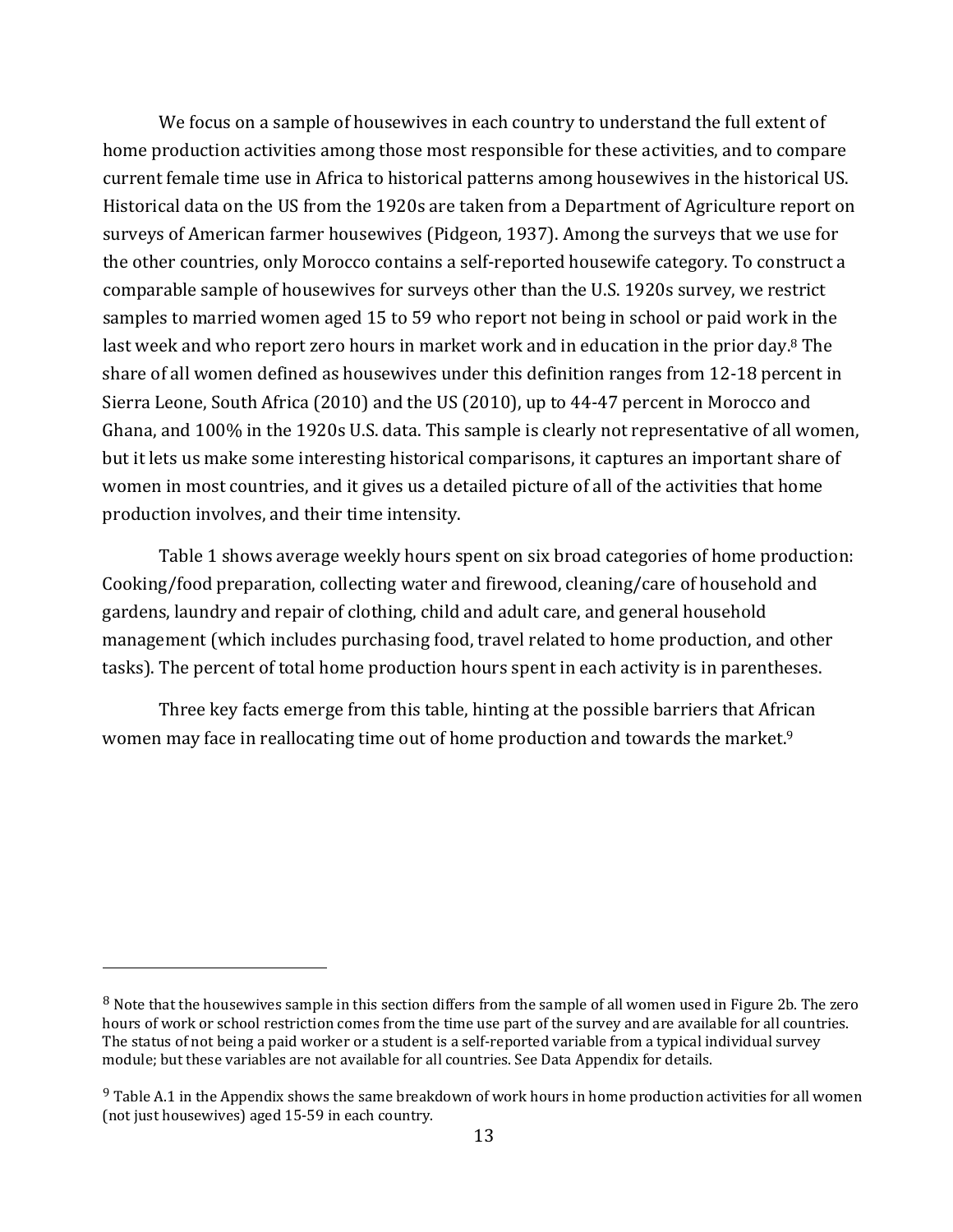We focus on a sample of housewives in each country to understand the full extent of home production activities among those most responsible for these activities, and to compare current female time use in Africa to historical patterns among housewives in the historical US. Historical data on the US from the 1920s are taken from a Department of Agriculture report on surveys of American farmer housewives (Pidgeon, 1937). Among the surveys that we use for the other countries, only Morocco contains a self-reported housewife category. To construct a comparable sample of housewives for surveys other than the U.S. 1920s survey, we restrict samples to married women aged 15 to 59 who report not being in school or paid work in the last week and who report zero hours in market work and in education in the prior day.[8] The share of all women defined as housewives under this definition ranges from 12-18 percent in Sierra Leone, South Africa (2010) and the US (2010), up to 44-47 percent in Morocco and Ghana, and 100% in the 1920s U.S. data. This sample is clearly not representative of all women, but it lets us make some interesting historical comparisons, it captures an important share of women in most countries, and it gives us a detailed picture of all of the activities that home production involves, and their time intensity.

Table 1 shows average weekly hours spent on six broad categories of home production: Cooking/food preparation, collecting water and firewood, cleaning/care of household and gardens, laundry and repair of clothing, child and adult care, and general household management (which includes purchasing food, travel related to home production, and other tasks). The percent of total home production hours spent in each activity is in parentheses.

Three key facts emerge from this table, hinting at the possible barriers that African women may face in reallocating time out of home production and towards the market.[9]

---

[8] Note that the housewives sample in this section differs from the sample of all women used in Figure 2b. The zero hours of work or school restriction comes from the time use part of the survey and are available for all countries. The status of not being a paid worker or a student is a self-reported variable from a typical individual survey module; but these variables are not available for all countries. See Data Appendix for details.

[9] Table A.1 in the Appendix shows the same breakdown of work hours in home production activities for all women (not just housewives) aged 15-59 in each country.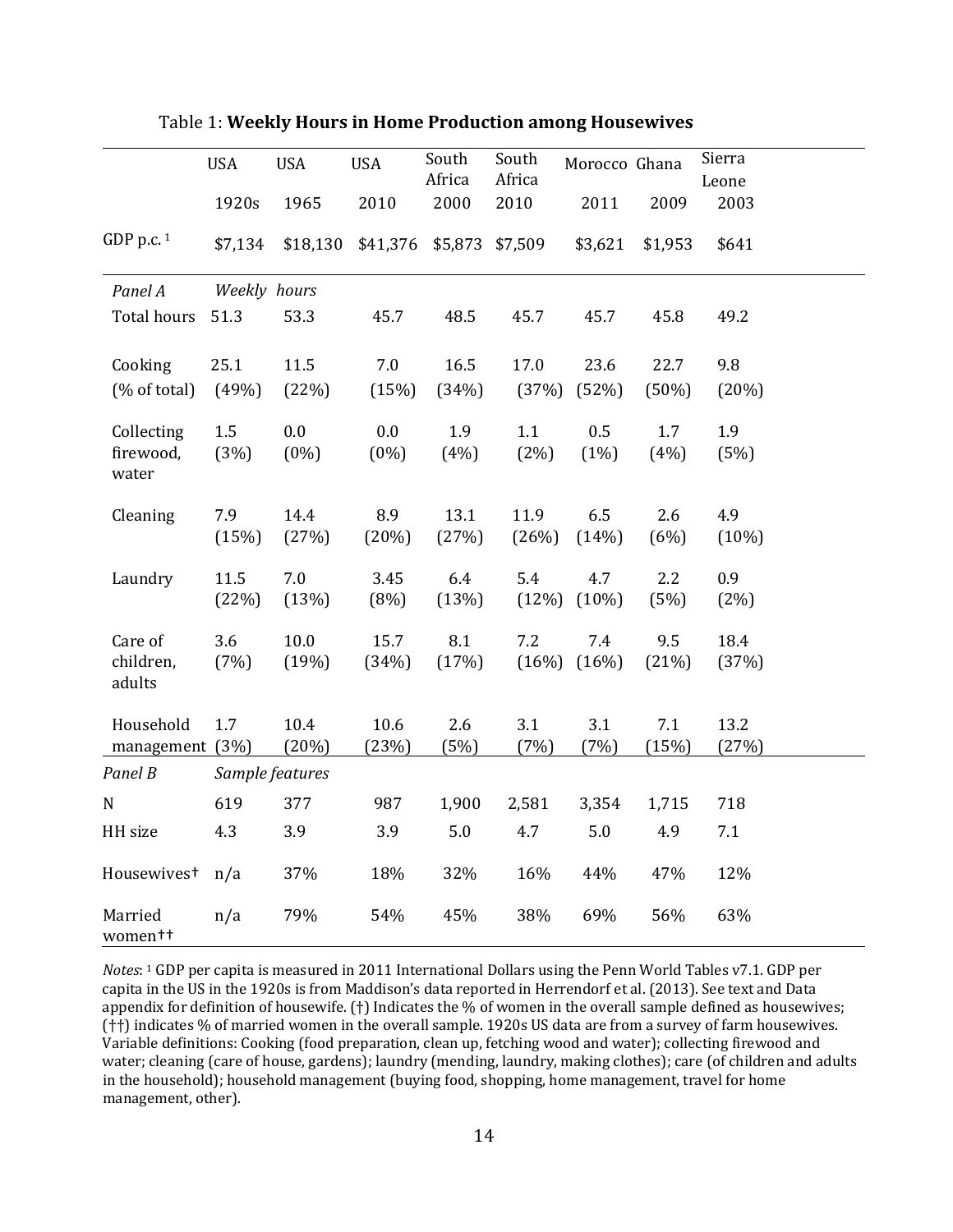Table 1: **Weekly Hours in Home Production among Housewives**

| | USA | USA | USA | South Africa | South Africa | Morocco | Ghana | Sierra Leone |
|---|---|---|---|---|---|---|---|---|
| | 1920s | 1965 | 2010 | 2000 | 2010 | 2011 | 2009 | 2003 |
| GDP p.c. [1] | $7,134 | $18,130 | $41,376 | $5,873 | $7,509 | $3,621 | $1,953 | $641 |
| *Panel A* | *Weekly hours* | | | | | | | |
| Total hours | 51.3 | 53.3 | 45.7 | 48.5 | 45.7 | 45.7 | 45.8 | 49.2 |
| Cooking | 25.1 | 11.5 | 7.0 | 16.5 | 17.0 | 23.6 | 22.7 | 9.8 |
| (% of total) | (49%) | (22%) | (15%) | (34%) | (37%) | (52%) | (50%) | (20%) |
| Collecting firewood, water | 1.5 (3%) | 0.0 (0%) | 0.0 (0%) | 1.9 (4%) | 1.1 (2%) | 0.5 (1%) | 1.7 (4%) | 1.9 (5%) |
| Cleaning | 7.9 (15%) | 14.4 (27%) | 8.9 (20%) | 13.1 (27%) | 11.9 (26%) | 6.5 (14%) | 2.6 (6%) | 4.9 (10%) |
| Laundry | 11.5 (22%) | 7.0 (13%) | 3.45 (8%) | 6.4 (13%) | 5.4 (12%) | 4.7 (10%) | 2.2 (5%) | 0.9 (2%) |
| Care of children, adults | 3.6 (7%) | 10.0 (19%) | 15.7 (34%) | 8.1 (17%) | 7.2 (16%) | 7.4 (16%) | 9.5 (21%) | 18.4 (37%) |
| Household management | 1.7 (3%) | 10.4 (20%) | 10.6 (23%) | 2.6 (5%) | 3.1 (7%) | 3.1 (7%) | 7.1 (15%) | 13.2 (27%) |
| *Panel B* | *Sample features* | | | | | | | |
| N | 619 | 377 | 987 | 1,900 | 2,581 | 3,354 | 1,715 | 718 |
| HH size | 4.3 | 3.9 | 3.9 | 5.0 | 4.7 | 5.0 | 4.9 | 7.1 |
| Housewives† | n/a | 37% | 18% | 32% | 16% | 44% | 47% | 12% |
| Married women†† | n/a | 79% | 54% | 45% | 38% | 69% | 56% | 63% |

*Notes*: [1] GDP per capita is measured in 2011 International Dollars using the Penn World Tables v7.1. GDP per capita in the US in the 1920s is from Maddison's data reported in Herrendorf et al. (2013). See text and Data appendix for definition of housewife. (†) Indicates the % of women in the overall sample defined as housewives; (††) indicates % of married women in the overall sample. 1920s US data are from a survey of farm housewives. Variable definitions: Cooking (food preparation, clean up, fetching wood and water); collecting firewood and water; cleaning (care of house, gardens); laundry (mending, laundry, making clothes); care (of children and adults in the household); household management (buying food, shopping, home management, travel for home management, other).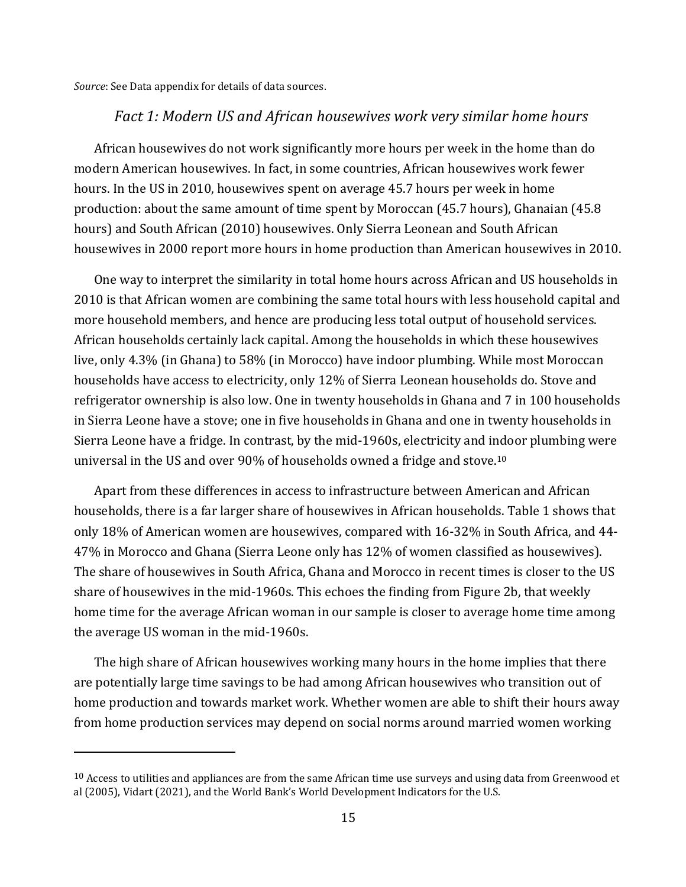*Source*: See Data appendix for details of data sources.

### *Fact 1: Modern US and African housewives work very similar home hours*

African housewives do not work significantly more hours per week in the home than do modern American housewives. In fact, in some countries, African housewives work fewer hours. In the US in 2010, housewives spent on average 45.7 hours per week in home production: about the same amount of time spent by Moroccan (45.7 hours), Ghanaian (45.8 hours) and South African (2010) housewives. Only Sierra Leonean and South African housewives in 2000 report more hours in home production than American housewives in 2010.

One way to interpret the similarity in total home hours across African and US households in 2010 is that African women are combining the same total hours with less household capital and more household members, and hence are producing less total output of household services. African households certainly lack capital. Among the households in which these housewives live, only 4.3% (in Ghana) to 58% (in Morocco) have indoor plumbing. While most Moroccan households have access to electricity, only 12% of Sierra Leonean households do. Stove and refrigerator ownership is also low. One in twenty households in Ghana and 7 in 100 households in Sierra Leone have a stove; one in five households in Ghana and one in twenty households in Sierra Leone have a fridge. In contrast, by the mid-1960s, electricity and indoor plumbing were universal in the US and over 90% of households owned a fridge and stove.[10]

Apart from these differences in access to infrastructure between American and African households, there is a far larger share of housewives in African households. Table 1 shows that only 18% of American women are housewives, compared with 16-32% in South Africa, and 44-47% in Morocco and Ghana (Sierra Leone only has 12% of women classified as housewives). The share of housewives in South Africa, Ghana and Morocco in recent times is closer to the US share of housewives in the mid-1960s. This echoes the finding from Figure 2b, that weekly home time for the average African woman in our sample is closer to average home time among the average US woman in the mid-1960s.

The high share of African housewives working many hours in the home implies that there are potentially large time savings to be had among African housewives who transition out of home production and towards market work. Whether women are able to shift their hours away from home production services may depend on social norms around married women working

[10] Access to utilities and appliances are from the same African time use surveys and using data from Greenwood et al (2005), Vidart (2021), and the World Bank's World Development Indicators for the U.S.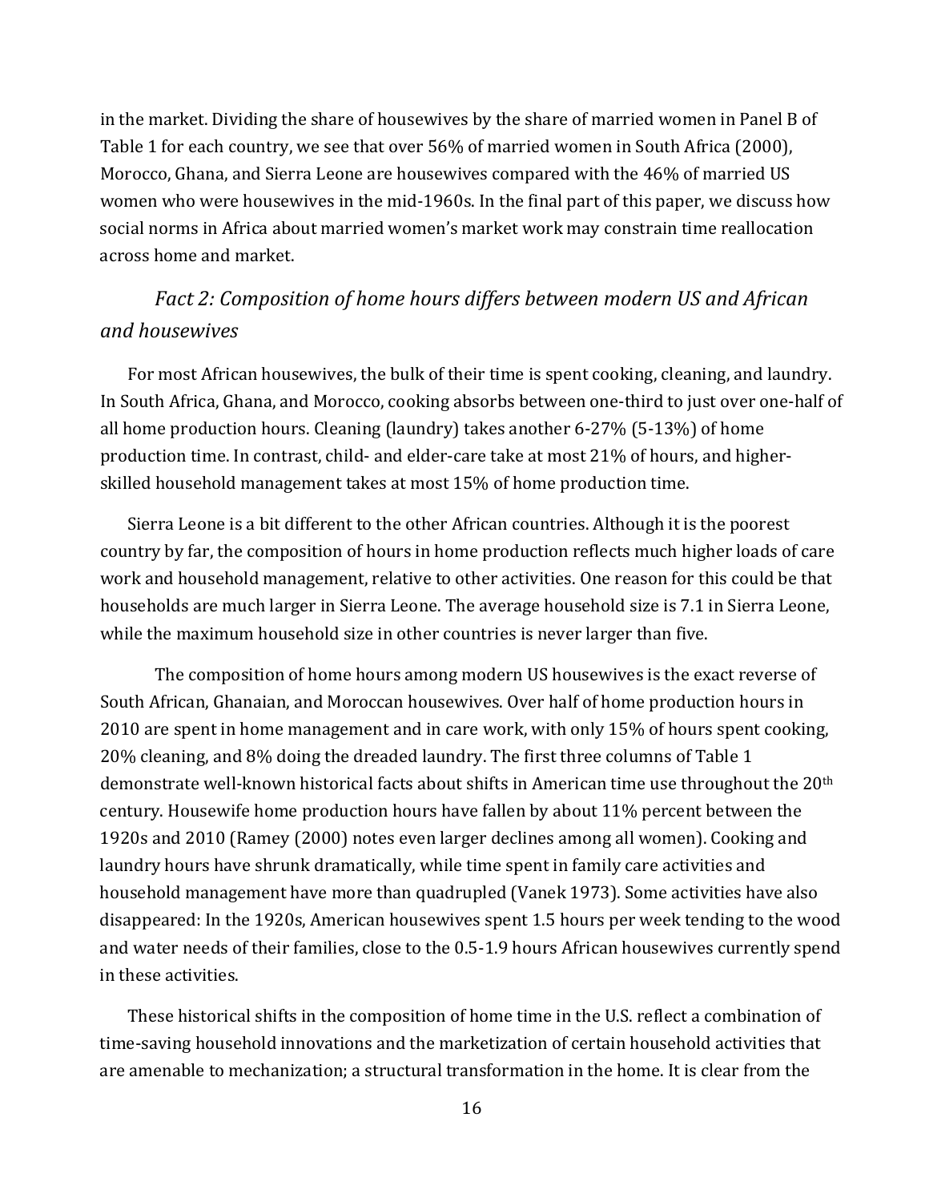in the market. Dividing the share of housewives by the share of married women in Panel B of Table 1 for each country, we see that over 56% of married women in South Africa (2000), Morocco, Ghana, and Sierra Leone are housewives compared with the 46% of married US women who were housewives in the mid-1960s. In the final part of this paper, we discuss how social norms in Africa about married women's market work may constrain time reallocation across home and market.

### *Fact 2: Composition of home hours differs between modern US and African and housewives*

For most African housewives, the bulk of their time is spent cooking, cleaning, and laundry. In South Africa, Ghana, and Morocco, cooking absorbs between one-third to just over one-half of all home production hours. Cleaning (laundry) takes another 6-27% (5-13%) of home production time. In contrast, child- and elder-care take at most 21% of hours, and higher-skilled household management takes at most 15% of home production time.

Sierra Leone is a bit different to the other African countries. Although it is the poorest country by far, the composition of hours in home production reflects much higher loads of care work and household management, relative to other activities. One reason for this could be that households are much larger in Sierra Leone. The average household size is 7.1 in Sierra Leone, while the maximum household size in other countries is never larger than five.

The composition of home hours among modern US housewives is the exact reverse of South African, Ghanaian, and Moroccan housewives. Over half of home production hours in 2010 are spent in home management and in care work, with only 15% of hours spent cooking, 20% cleaning, and 8% doing the dreaded laundry. The first three columns of Table 1 demonstrate well-known historical facts about shifts in American time use throughout the 20th century. Housewife home production hours have fallen by about 11% percent between the 1920s and 2010 (Ramey (2000) notes even larger declines among all women). Cooking and laundry hours have shrunk dramatically, while time spent in family care activities and household management have more than quadrupled (Vanek 1973). Some activities have also disappeared: In the 1920s, American housewives spent 1.5 hours per week tending to the wood and water needs of their families, close to the 0.5-1.9 hours African housewives currently spend in these activities.

These historical shifts in the composition of home time in the U.S. reflect a combination of time-saving household innovations and the marketization of certain household activities that are amenable to mechanization; a structural transformation in the home. It is clear from the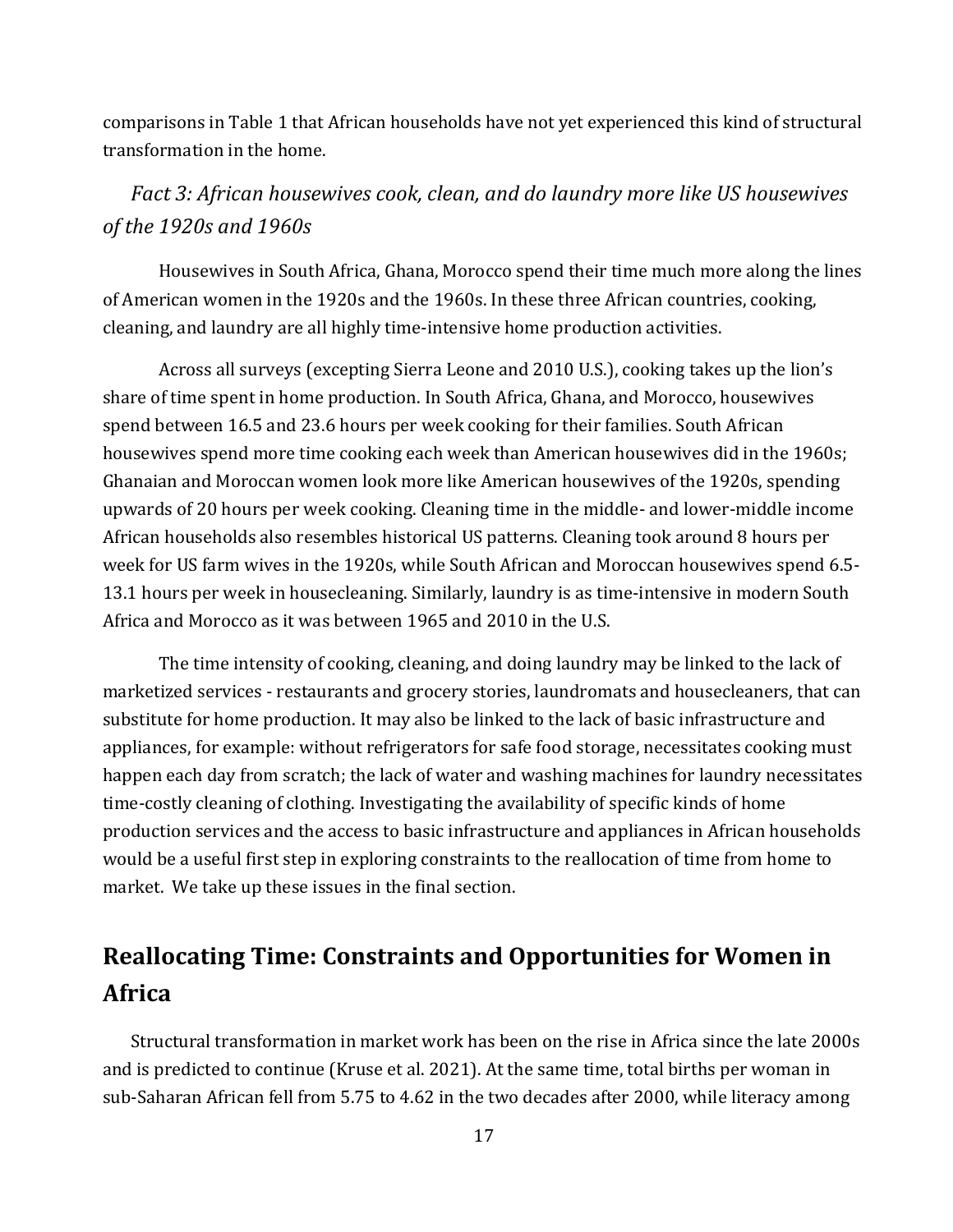comparisons in Table 1 that African households have not yet experienced this kind of structural transformation in the home.

### *Fact 3: African housewives cook, clean, and do laundry more like US housewives of the 1920s and 1960s*

Housewives in South Africa, Ghana, Morocco spend their time much more along the lines of American women in the 1920s and the 1960s. In these three African countries, cooking, cleaning, and laundry are all highly time-intensive home production activities.

Across all surveys (excepting Sierra Leone and 2010 U.S.), cooking takes up the lion's share of time spent in home production. In South Africa, Ghana, and Morocco, housewives spend between 16.5 and 23.6 hours per week cooking for their families. South African housewives spend more time cooking each week than American housewives did in the 1960s; Ghanaian and Moroccan women look more like American housewives of the 1920s, spending upwards of 20 hours per week cooking. Cleaning time in the middle- and lower-middle income African households also resembles historical US patterns. Cleaning took around 8 hours per week for US farm wives in the 1920s, while South African and Moroccan housewives spend 6.5-13.1 hours per week in housecleaning. Similarly, laundry is as time-intensive in modern South Africa and Morocco as it was between 1965 and 2010 in the U.S.

The time intensity of cooking, cleaning, and doing laundry may be linked to the lack of marketized services - restaurants and grocery stories, laundromats and housecleaners, that can substitute for home production. It may also be linked to the lack of basic infrastructure and appliances, for example: without refrigerators for safe food storage, necessitates cooking must happen each day from scratch; the lack of water and washing machines for laundry necessitates time-costly cleaning of clothing. Investigating the availability of specific kinds of home production services and the access to basic infrastructure and appliances in African households would be a useful first step in exploring constraints to the reallocation of time from home to market. We take up these issues in the final section.

## Reallocating Time: Constraints and Opportunities for Women in Africa

Structural transformation in market work has been on the rise in Africa since the late 2000s and is predicted to continue (Kruse et al. 2021). At the same time, total births per woman in sub-Saharan African fell from 5.75 to 4.62 in the two decades after 2000, while literacy among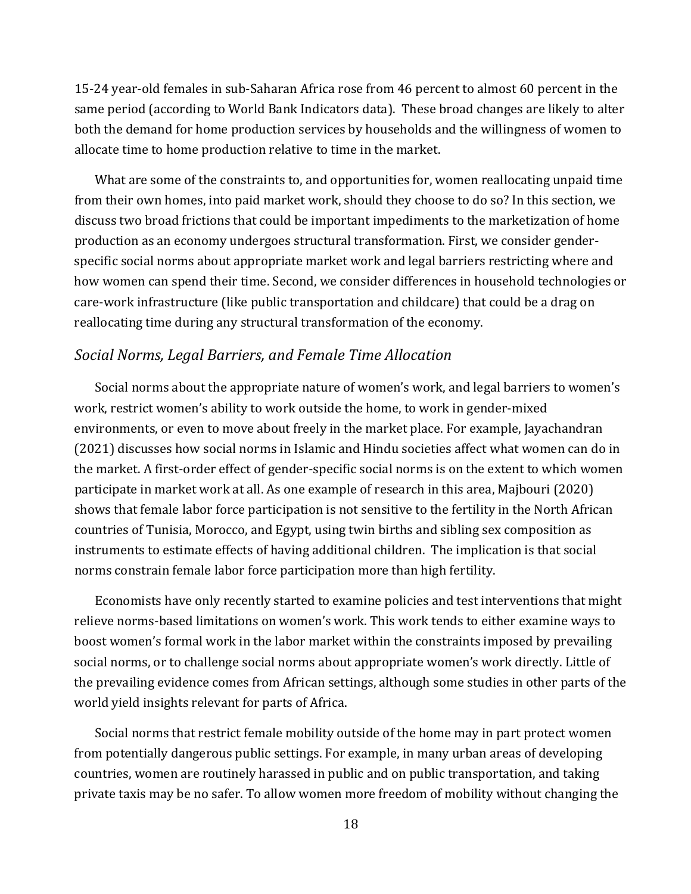15-24 year-old females in sub-Saharan Africa rose from 46 percent to almost 60 percent in the same period (according to World Bank Indicators data). These broad changes are likely to alter both the demand for home production services by households and the willingness of women to allocate time to home production relative to time in the market.

What are some of the constraints to, and opportunities for, women reallocating unpaid time from their own homes, into paid market work, should they choose to do so? In this section, we discuss two broad frictions that could be important impediments to the marketization of home production as an economy undergoes structural transformation. First, we consider gender-specific social norms about appropriate market work and legal barriers restricting where and how women can spend their time. Second, we consider differences in household technologies or care-work infrastructure (like public transportation and childcare) that could be a drag on reallocating time during any structural transformation of the economy.

### *Social Norms, Legal Barriers, and Female Time Allocation*

Social norms about the appropriate nature of women's work, and legal barriers to women's work, restrict women's ability to work outside the home, to work in gender-mixed environments, or even to move about freely in the market place. For example, Jayachandran (2021) discusses how social norms in Islamic and Hindu societies affect what women can do in the market. A first-order effect of gender-specific social norms is on the extent to which women participate in market work at all. As one example of research in this area, Majbouri (2020) shows that female labor force participation is not sensitive to the fertility in the North African countries of Tunisia, Morocco, and Egypt, using twin births and sibling sex composition as instruments to estimate effects of having additional children. The implication is that social norms constrain female labor force participation more than high fertility.

Economists have only recently started to examine policies and test interventions that might relieve norms-based limitations on women's work. This work tends to either examine ways to boost women's formal work in the labor market within the constraints imposed by prevailing social norms, or to challenge social norms about appropriate women's work directly. Little of the prevailing evidence comes from African settings, although some studies in other parts of the world yield insights relevant for parts of Africa.

Social norms that restrict female mobility outside of the home may in part protect women from potentially dangerous public settings. For example, in many urban areas of developing countries, women are routinely harassed in public and on public transportation, and taking private taxis may be no safer. To allow women more freedom of mobility without changing the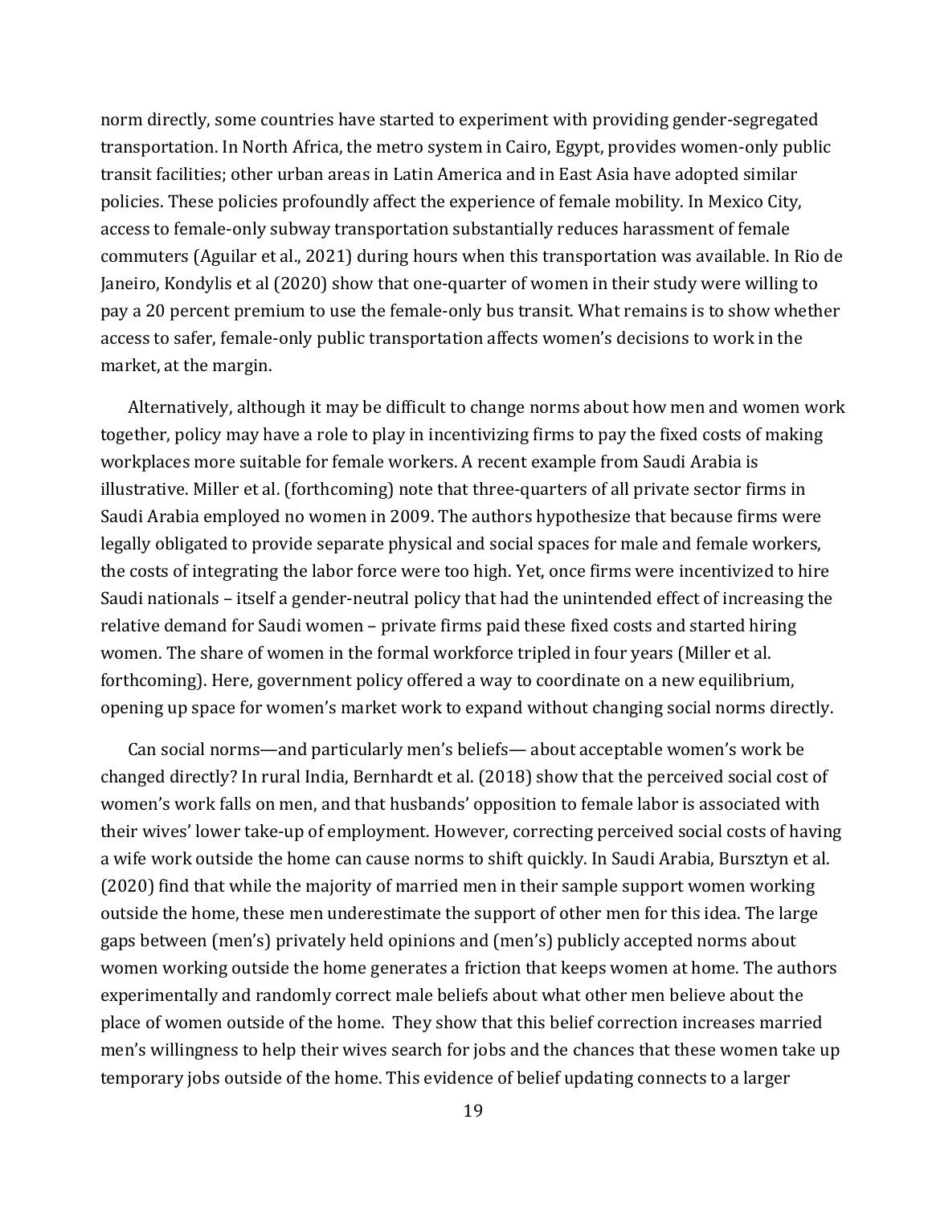norm directly, some countries have started to experiment with providing gender-segregated transportation. In North Africa, the metro system in Cairo, Egypt, provides women-only public transit facilities; other urban areas in Latin America and in East Asia have adopted similar policies. These policies profoundly affect the experience of female mobility. In Mexico City, access to female-only subway transportation substantially reduces harassment of female commuters (Aguilar et al., 2021) during hours when this transportation was available. In Rio de Janeiro, Kondylis et al (2020) show that one-quarter of women in their study were willing to pay a 20 percent premium to use the female-only bus transit. What remains is to show whether access to safer, female-only public transportation affects women's decisions to work in the market, at the margin.

Alternatively, although it may be difficult to change norms about how men and women work together, policy may have a role to play in incentivizing firms to pay the fixed costs of making workplaces more suitable for female workers. A recent example from Saudi Arabia is illustrative. Miller et al. (forthcoming) note that three-quarters of all private sector firms in Saudi Arabia employed no women in 2009. The authors hypothesize that because firms were legally obligated to provide separate physical and social spaces for male and female workers, the costs of integrating the labor force were too high. Yet, once firms were incentivized to hire Saudi nationals – itself a gender-neutral policy that had the unintended effect of increasing the relative demand for Saudi women – private firms paid these fixed costs and started hiring women. The share of women in the formal workforce tripled in four years (Miller et al. forthcoming). Here, government policy offered a way to coordinate on a new equilibrium, opening up space for women's market work to expand without changing social norms directly.

Can social norms—and particularly men's beliefs— about acceptable women's work be changed directly? In rural India, Bernhardt et al. (2018) show that the perceived social cost of women's work falls on men, and that husbands' opposition to female labor is associated with their wives' lower take-up of employment. However, correcting perceived social costs of having a wife work outside the home can cause norms to shift quickly. In Saudi Arabia, Bursztyn et al. (2020) find that while the majority of married men in their sample support women working outside the home, these men underestimate the support of other men for this idea. The large gaps between (men's) privately held opinions and (men's) publicly accepted norms about women working outside the home generates a friction that keeps women at home. The authors experimentally and randomly correct male beliefs about what other men believe about the place of women outside of the home. They show that this belief correction increases married men's willingness to help their wives search for jobs and the chances that these women take up temporary jobs outside of the home. This evidence of belief updating connects to a larger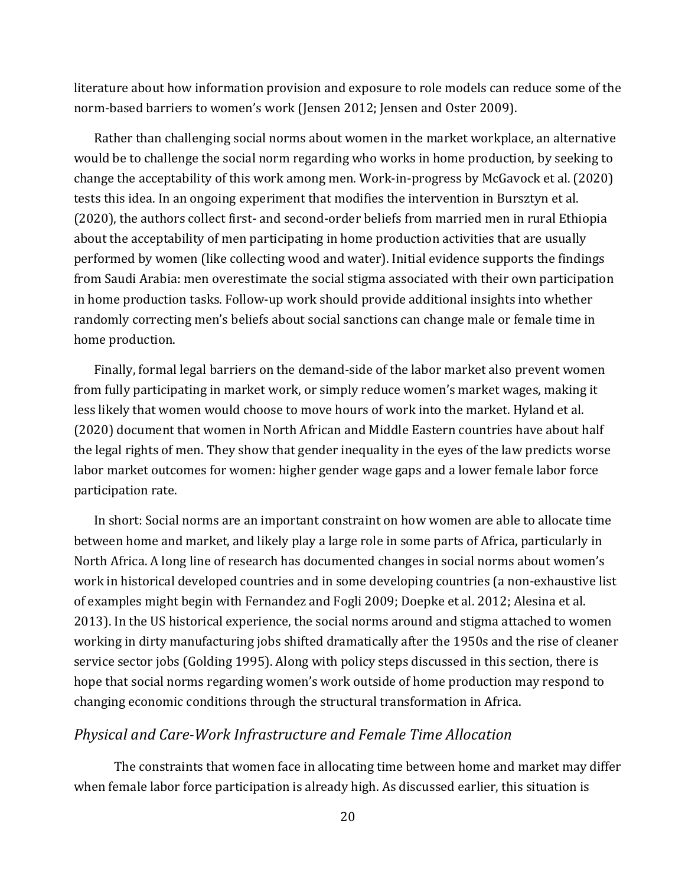literature about how information provision and exposure to role models can reduce some of the norm-based barriers to women's work (Jensen 2012; Jensen and Oster 2009).

Rather than challenging social norms about women in the market workplace, an alternative would be to challenge the social norm regarding who works in home production, by seeking to change the acceptability of this work among men. Work-in-progress by McGavock et al. (2020) tests this idea. In an ongoing experiment that modifies the intervention in Bursztyn et al. (2020), the authors collect first- and second-order beliefs from married men in rural Ethiopia about the acceptability of men participating in home production activities that are usually performed by women (like collecting wood and water). Initial evidence supports the findings from Saudi Arabia: men overestimate the social stigma associated with their own participation in home production tasks. Follow-up work should provide additional insights into whether randomly correcting men's beliefs about social sanctions can change male or female time in home production.

Finally, formal legal barriers on the demand-side of the labor market also prevent women from fully participating in market work, or simply reduce women's market wages, making it less likely that women would choose to move hours of work into the market. Hyland et al. (2020) document that women in North African and Middle Eastern countries have about half the legal rights of men. They show that gender inequality in the eyes of the law predicts worse labor market outcomes for women: higher gender wage gaps and a lower female labor force participation rate.

In short: Social norms are an important constraint on how women are able to allocate time between home and market, and likely play a large role in some parts of Africa, particularly in North Africa. A long line of research has documented changes in social norms about women's work in historical developed countries and in some developing countries (a non-exhaustive list of examples might begin with Fernandez and Fogli 2009; Doepke et al. 2012; Alesina et al. 2013). In the US historical experience, the social norms around and stigma attached to women working in dirty manufacturing jobs shifted dramatically after the 1950s and the rise of cleaner service sector jobs (Golding 1995). Along with policy steps discussed in this section, there is hope that social norms regarding women's work outside of home production may respond to changing economic conditions through the structural transformation in Africa.

### *Physical and Care-Work Infrastructure and Female Time Allocation*

The constraints that women face in allocating time between home and market may differ when female labor force participation is already high. As discussed earlier, this situation is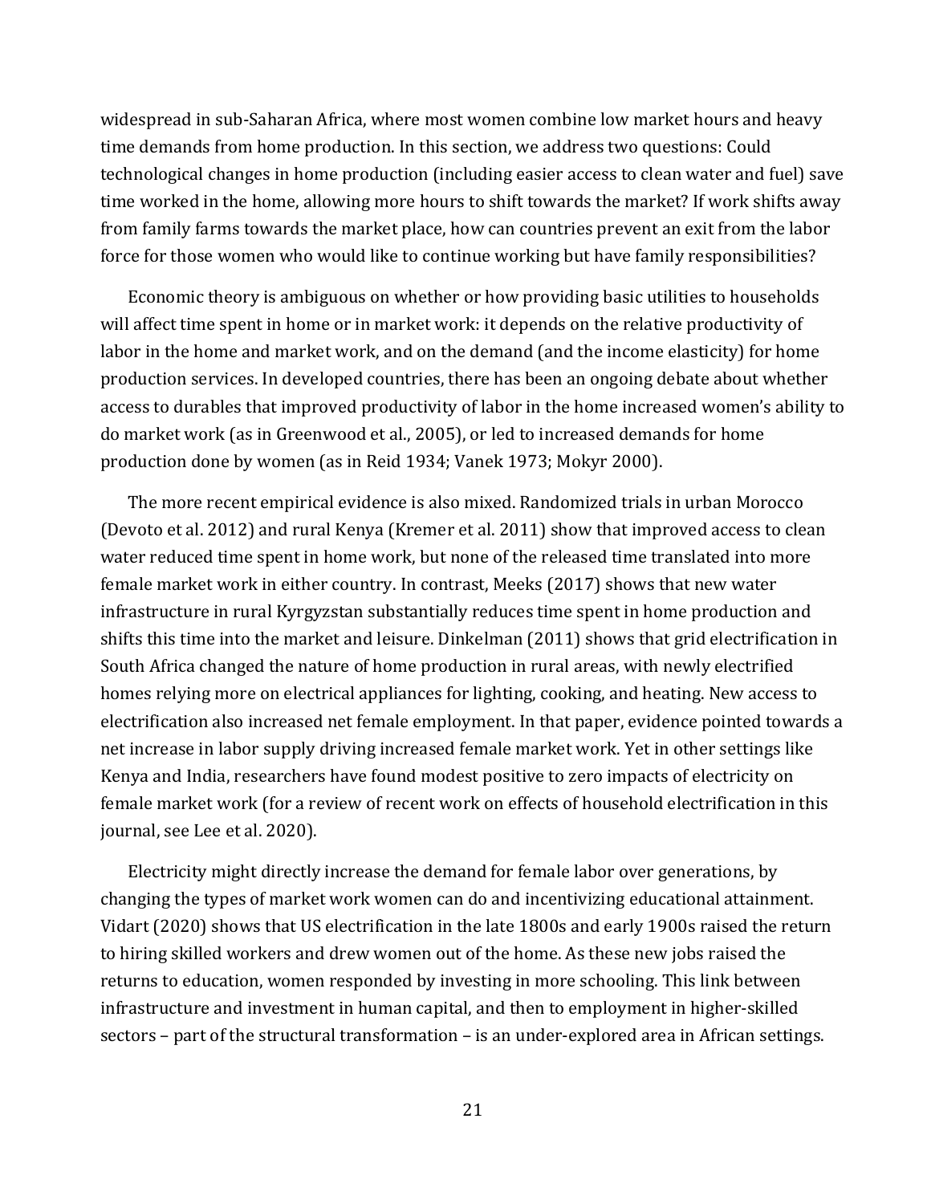widespread in sub-Saharan Africa, where most women combine low market hours and heavy time demands from home production. In this section, we address two questions: Could technological changes in home production (including easier access to clean water and fuel) save time worked in the home, allowing more hours to shift towards the market? If work shifts away from family farms towards the market place, how can countries prevent an exit from the labor force for those women who would like to continue working but have family responsibilities?

Economic theory is ambiguous on whether or how providing basic utilities to households will affect time spent in home or in market work: it depends on the relative productivity of labor in the home and market work, and on the demand (and the income elasticity) for home production services. In developed countries, there has been an ongoing debate about whether access to durables that improved productivity of labor in the home increased women's ability to do market work (as in Greenwood et al., 2005), or led to increased demands for home production done by women (as in Reid 1934; Vanek 1973; Mokyr 2000).

The more recent empirical evidence is also mixed. Randomized trials in urban Morocco (Devoto et al. 2012) and rural Kenya (Kremer et al. 2011) show that improved access to clean water reduced time spent in home work, but none of the released time translated into more female market work in either country. In contrast, Meeks (2017) shows that new water infrastructure in rural Kyrgyzstan substantially reduces time spent in home production and shifts this time into the market and leisure. Dinkelman (2011) shows that grid electrification in South Africa changed the nature of home production in rural areas, with newly electrified homes relying more on electrical appliances for lighting, cooking, and heating. New access to electrification also increased net female employment. In that paper, evidence pointed towards a net increase in labor supply driving increased female market work. Yet in other settings like Kenya and India, researchers have found modest positive to zero impacts of electricity on female market work (for a review of recent work on effects of household electrification in this journal, see Lee et al. 2020).

Electricity might directly increase the demand for female labor over generations, by changing the types of market work women can do and incentivizing educational attainment. Vidart (2020) shows that US electrification in the late 1800s and early 1900s raised the return to hiring skilled workers and drew women out of the home. As these new jobs raised the returns to education, women responded by investing in more schooling. This link between infrastructure and investment in human capital, and then to employment in higher-skilled sectors – part of the structural transformation – is an under-explored area in African settings.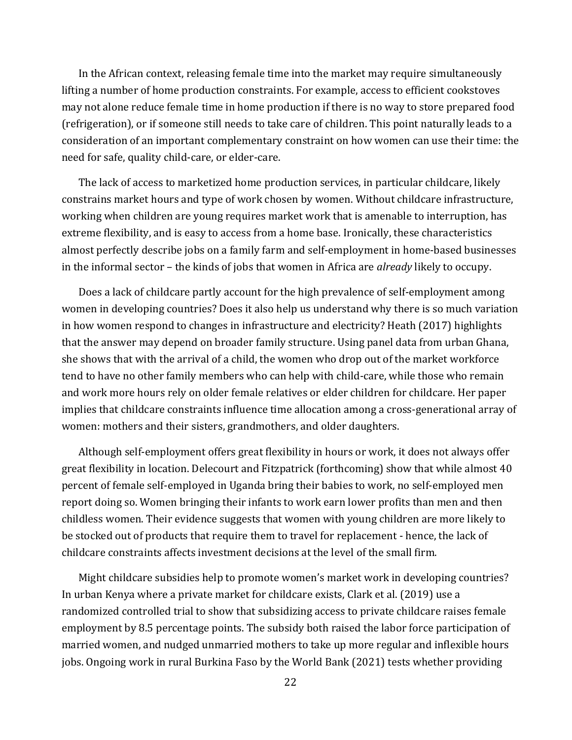In the African context, releasing female time into the market may require simultaneously lifting a number of home production constraints. For example, access to efficient cookstoves may not alone reduce female time in home production if there is no way to store prepared food (refrigeration), or if someone still needs to take care of children. This point naturally leads to a consideration of an important complementary constraint on how women can use their time: the need for safe, quality child-care, or elder-care.

The lack of access to marketized home production services, in particular childcare, likely constrains market hours and type of work chosen by women. Without childcare infrastructure, working when children are young requires market work that is amenable to interruption, has extreme flexibility, and is easy to access from a home base. Ironically, these characteristics almost perfectly describe jobs on a family farm and self-employment in home-based businesses in the informal sector – the kinds of jobs that women in Africa are *already* likely to occupy.

Does a lack of childcare partly account for the high prevalence of self-employment among women in developing countries? Does it also help us understand why there is so much variation in how women respond to changes in infrastructure and electricity? Heath (2017) highlights that the answer may depend on broader family structure. Using panel data from urban Ghana, she shows that with the arrival of a child, the women who drop out of the market workforce tend to have no other family members who can help with child-care, while those who remain and work more hours rely on older female relatives or elder children for childcare. Her paper implies that childcare constraints influence time allocation among a cross-generational array of women: mothers and their sisters, grandmothers, and older daughters.

Although self-employment offers great flexibility in hours or work, it does not always offer great flexibility in location. Delecourt and Fitzpatrick (forthcoming) show that while almost 40 percent of female self-employed in Uganda bring their babies to work, no self-employed men report doing so. Women bringing their infants to work earn lower profits than men and then childless women. Their evidence suggests that women with young children are more likely to be stocked out of products that require them to travel for replacement - hence, the lack of childcare constraints affects investment decisions at the level of the small firm.

Might childcare subsidies help to promote women's market work in developing countries? In urban Kenya where a private market for childcare exists, Clark et al. (2019) use a randomized controlled trial to show that subsidizing access to private childcare raises female employment by 8.5 percentage points. The subsidy both raised the labor force participation of married women, and nudged unmarried mothers to take up more regular and inflexible hours jobs. Ongoing work in rural Burkina Faso by the World Bank (2021) tests whether providing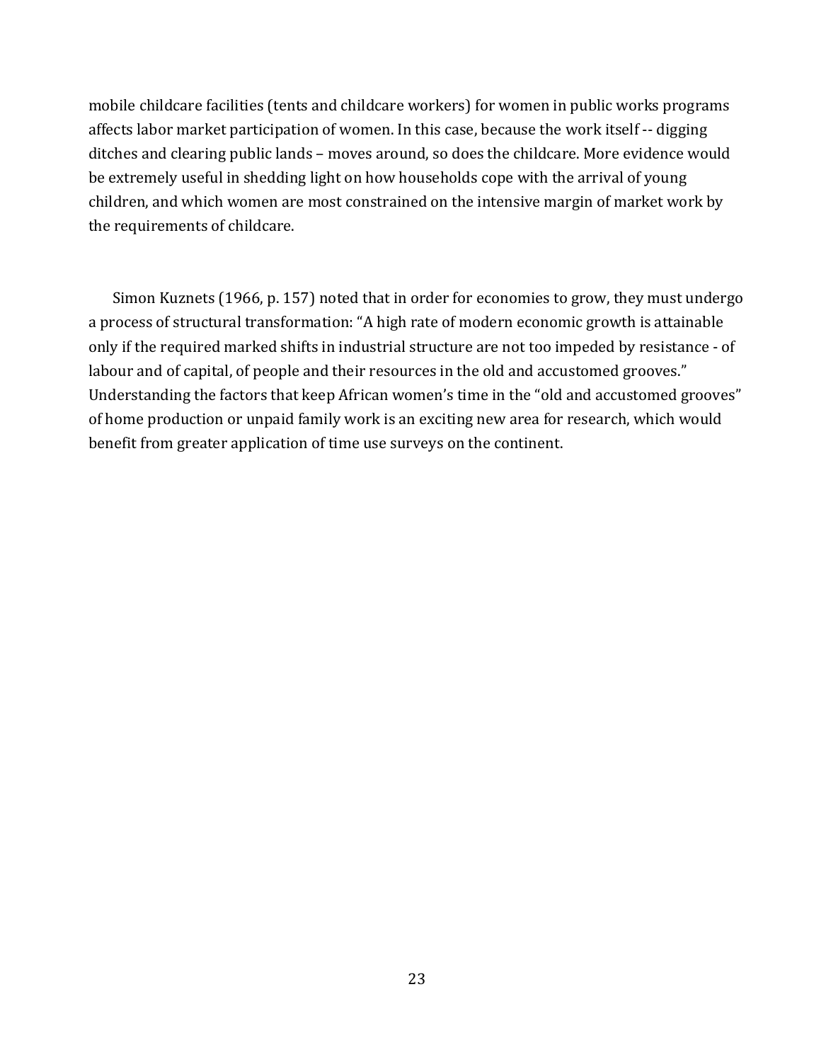mobile childcare facilities (tents and childcare workers) for women in public works programs affects labor market participation of women. In this case, because the work itself -- digging ditches and clearing public lands – moves around, so does the childcare. More evidence would be extremely useful in shedding light on how households cope with the arrival of young children, and which women are most constrained on the intensive margin of market work by the requirements of childcare.

Simon Kuznets (1966, p. 157) noted that in order for economies to grow, they must undergo a process of structural transformation: "A high rate of modern economic growth is attainable only if the required marked shifts in industrial structure are not too impeded by resistance - of labour and of capital, of people and their resources in the old and accustomed grooves." Understanding the factors that keep African women's time in the "old and accustomed grooves" of home production or unpaid family work is an exciting new area for research, which would benefit from greater application of time use surveys on the continent.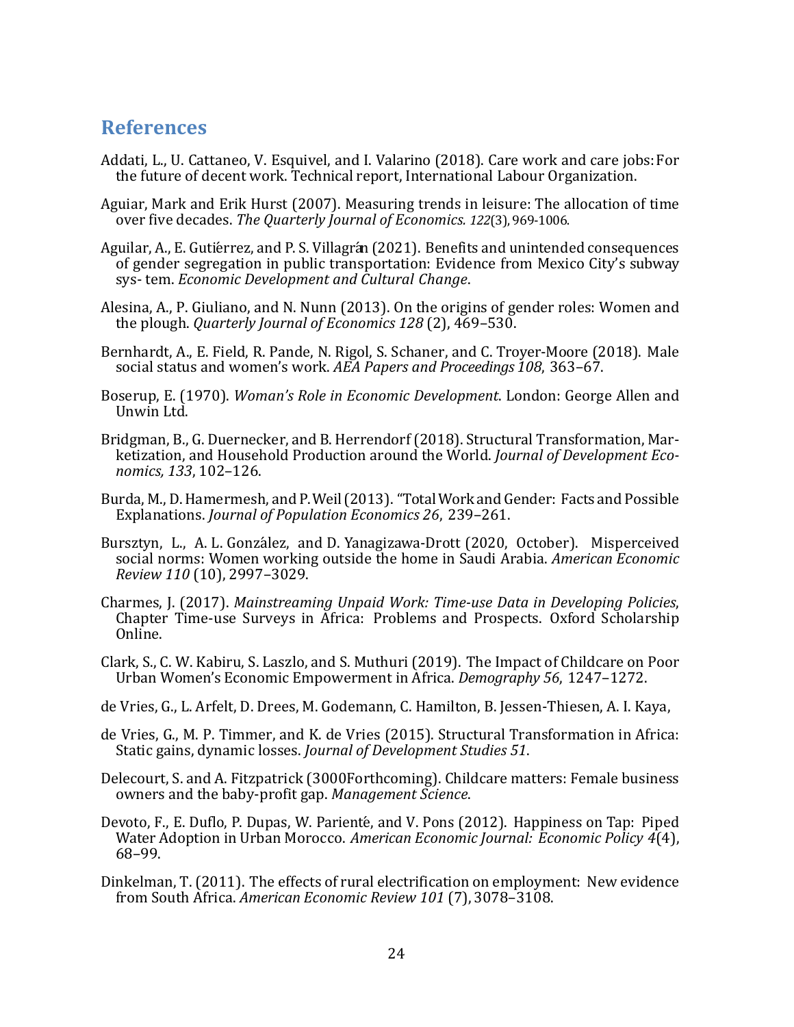## References

Addati, L., U. Cattaneo, V. Esquivel, and I. Valarino (2018). Care work and care jobs: For the future of decent work. Technical report, International Labour Organization.

Aguiar, Mark and Erik Hurst (2007). Measuring trends in leisure: The allocation of time over five decades. *The Quarterly Journal of Economics. 122*(3), 969-1006.

Aguilar, A., E. Gutiérrez, and P. S. Villagrán (2021). Benefits and unintended consequences of gender segregation in public transportation: Evidence from Mexico City's subway sys- tem. *Economic Development and Cultural Change*.

Alesina, A., P. Giuliano, and N. Nunn (2013). On the origins of gender roles: Women and the plough. *Quarterly Journal of Economics 128* (2), 469–530.

Bernhardt, A., E. Field, R. Pande, N. Rigol, S. Schaner, and C. Troyer-Moore (2018). Male social status and women's work. *AEA Papers and Proceedings 108*, 363–67.

Boserup, E. (1970). *Woman's Role in Economic Development*. London: George Allen and Unwin Ltd.

Bridgman, B., G. Duernecker, and B. Herrendorf (2018). Structural Transformation, Marketization, and Household Production around the World. *Journal of Development Economics, 133*, 102–126.

Burda, M., D. Hamermesh, and P. Weil (2013). "Total Work and Gender: Facts and Possible Explanations. *Journal of Population Economics 26*, 239–261.

Bursztyn, L., A. L. González, and D. Yanagizawa-Drott (2020, October). Misperceived social norms: Women working outside the home in Saudi Arabia. *American Economic Review 110* (10), 2997–3029.

Charmes, J. (2017). *Mainstreaming Unpaid Work: Time-use Data in Developing Policies*, Chapter Time-use Surveys in Africa: Problems and Prospects. Oxford Scholarship Online.

Clark, S., C. W. Kabiru, S. Laszlo, and S. Muthuri (2019). The Impact of Childcare on Poor Urban Women's Economic Empowerment in Africa. *Demography 56*, 1247–1272.

de Vries, G., L. Arfelt, D. Drees, M. Godemann, C. Hamilton, B. Jessen-Thiesen, A. I. Kaya,

de Vries, G., M. P. Timmer, and K. de Vries (2015). Structural Transformation in Africa: Static gains, dynamic losses. *Journal of Development Studies 51*.

Delecourt, S. and A. Fitzpatrick (3000Forthcoming). Childcare matters: Female business owners and the baby-profit gap. *Management Science*.

Devoto, F., E. Duflo, P. Dupas, W. Parienté, and V. Pons (2012). Happiness on Tap: Piped Water Adoption in Urban Morocco. *American Economic Journal: Economic Policy 4*(4), 68–99.

Dinkelman, T. (2011). The effects of rural electrification on employment: New evidence from South Africa. *American Economic Review 101* (7), 3078–3108.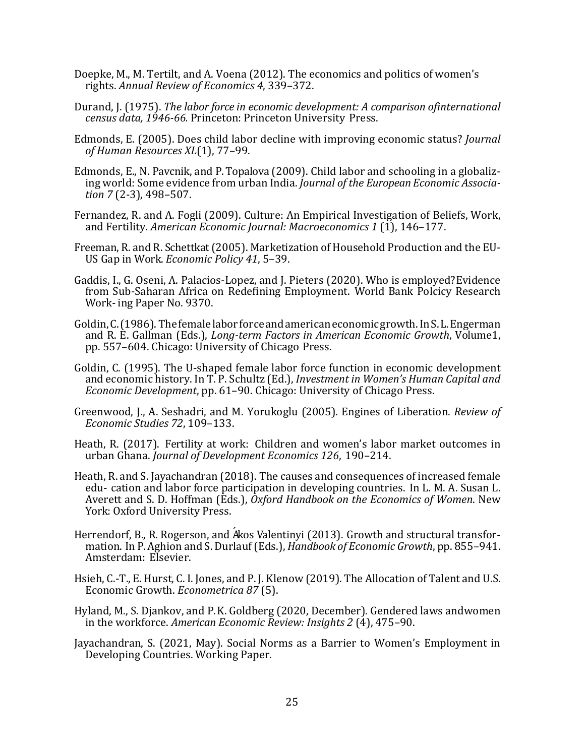Doepke, M., M. Tertilt, and A. Voena (2012). The economics and politics of women's rights. *Annual Review of Economics 4*, 339–372.

Durand, J. (1975). *The labor force in economic development: A comparison ofinternational census data, 1946-66.* Princeton: Princeton University Press.

Edmonds, E. (2005). Does child labor decline with improving economic status? *Journal of Human Resources XL*(1), 77–99.

Edmonds, E., N. Pavcnik, and P. Topalova (2009). Child labor and schooling in a globalizing world: Some evidence from urban India. *Journal of the European Economic Association 7* (2-3), 498–507.

Fernandez, R. and A. Fogli (2009). Culture: An Empirical Investigation of Beliefs, Work, and Fertility. *American Economic Journal: Macroeconomics 1* (1), 146–177.

Freeman, R. and R. Schettkat (2005). Marketization of Household Production and the EU-US Gap in Work. *Economic Policy 41*, 5–39.

Gaddis, I., G. Oseni, A. Palacios-Lopez, and J. Pieters (2020). Who is employed?Evidence from Sub-Saharan Africa on Redefining Employment. World Bank Polcicy Research Work- ing Paper No. 9370.

Goldin, C. (1986). The female labor force and american economic growth. In S. L. Engerman and R. E. Gallman (Eds.), *Long-term Factors in American Economic Growth*, Volume1, pp. 557–604. Chicago: University of Chicago Press.

Goldin, C. (1995). The U-shaped female labor force function in economic development and economic history. In T. P. Schultz (Ed.), *Investment in Women's Human Capital and Economic Development*, pp. 61–90. Chicago: University of Chicago Press.

Greenwood, J., A. Seshadri, and M. Yorukoglu (2005). Engines of Liberation. *Review of Economic Studies 72*, 109–133.

Heath, R. (2017). Fertility at work: Children and women's labor market outcomes in urban Ghana. *Journal of Development Economics 126*, 190–214.

Heath, R. and S. Jayachandran (2018). The causes and consequences of increased female edu- cation and labor force participation in developing countries. In L. M. A. Susan L. Averett and S. D. Hoffman (Eds.), *Oxford Handbook on the Economics of Women*. New York: Oxford University Press.

Herrendorf, B., R. Rogerson, and Ákos Valentinyi (2013). Growth and structural transformation. In P. Aghion and S. Durlauf (Eds.), *Handbook of Economic Growth*, pp. 855–941. Amsterdam: Elsevier.

Hsieh, C.-T., E. Hurst, C. I. Jones, and P. J. Klenow (2019). The Allocation of Talent and U.S. Economic Growth. *Econometrica 87* (5).

Hyland, M., S. Djankov, and P. K. Goldberg (2020, December). Gendered laws andwomen in the workforce. *American Economic Review: Insights 2* (4), 475–90.

Jayachandran, S. (2021, May). Social Norms as a Barrier to Women's Employment in Developing Countries. Working Paper.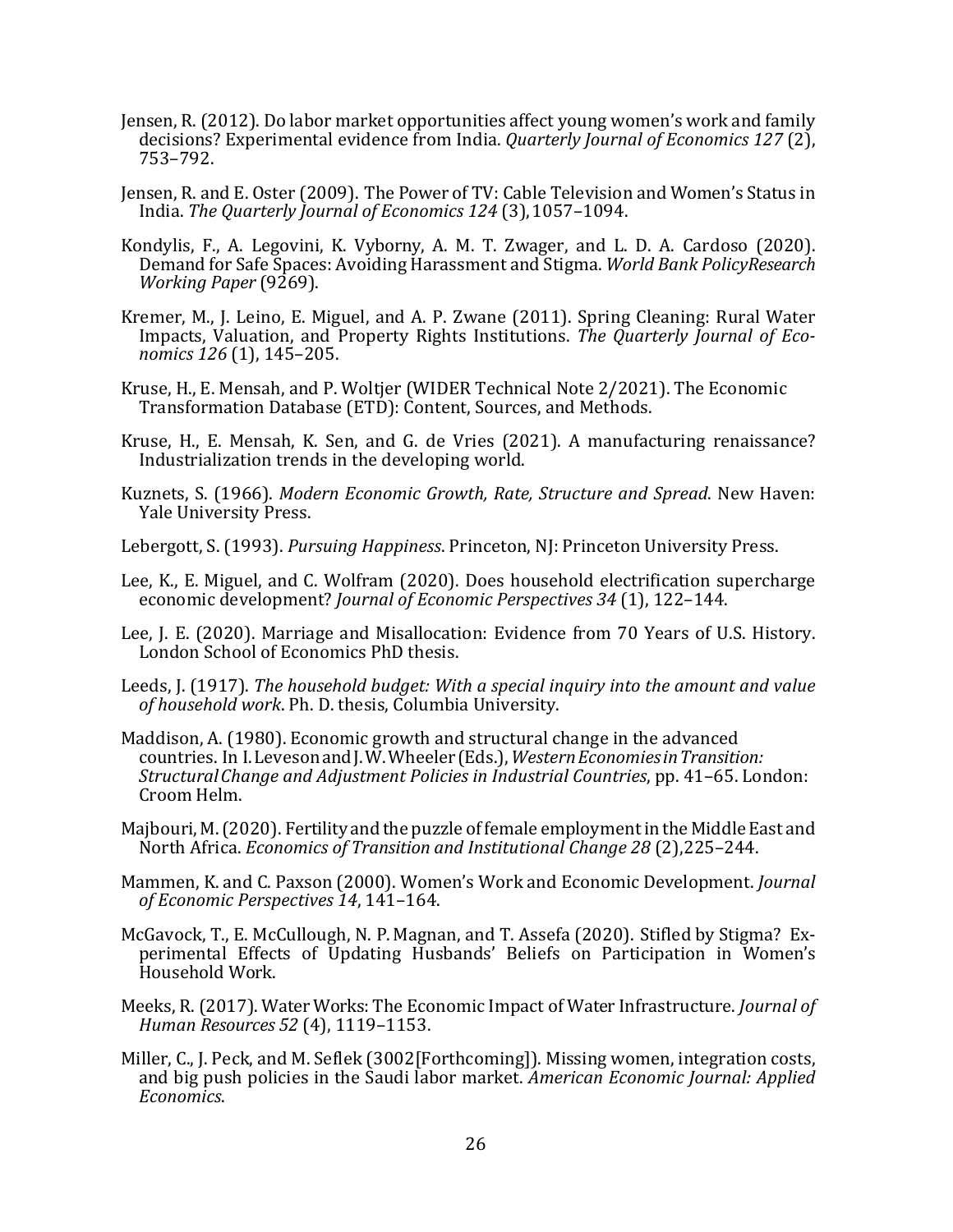Jensen, R. (2012). Do labor market opportunities affect young women's work and family decisions? Experimental evidence from India. *Quarterly Journal of Economics 127* (2), 753–792.

Jensen, R. and E. Oster (2009). The Power of TV: Cable Television and Women's Status in India. *The Quarterly Journal of Economics 124* (3), 1057–1094.

Kondylis, F., A. Legovini, K. Vyborny, A. M. T. Zwager, and L. D. A. Cardoso (2020). Demand for Safe Spaces: Avoiding Harassment and Stigma. *World Bank PolicyResearch Working Paper* (9269).

Kremer, M., J. Leino, E. Miguel, and A. P. Zwane (2011). Spring Cleaning: Rural Water Impacts, Valuation, and Property Rights Institutions. *The Quarterly Journal of Economics 126* (1), 145–205.

Kruse, H., E. Mensah, and P. Woltjer (WIDER Technical Note 2/2021). The Economic Transformation Database (ETD): Content, Sources, and Methods.

Kruse, H., E. Mensah, K. Sen, and G. de Vries (2021). A manufacturing renaissance? Industrialization trends in the developing world.

Kuznets, S. (1966). *Modern Economic Growth, Rate, Structure and Spread*. New Haven: Yale University Press.

Lebergott, S. (1993). *Pursuing Happiness*. Princeton, NJ: Princeton University Press.

Lee, K., E. Miguel, and C. Wolfram (2020). Does household electrification supercharge economic development? *Journal of Economic Perspectives 34* (1), 122–144.

Lee, J. E. (2020). Marriage and Misallocation: Evidence from 70 Years of U.S. History. London School of Economics PhD thesis.

Leeds, J. (1917). *The household budget: With a special inquiry into the amount and value of household work*. Ph. D. thesis, Columbia University.

Maddison, A. (1980). Economic growth and structural change in the advanced countries. In I. Leveson and J. W. Wheeler (Eds.), *Western Economies in Transition: Structural Change and Adjustment Policies in Industrial Countries*, pp. 41–65. London: Croom Helm.

Majbouri, M. (2020). Fertility and the puzzle of female employment in the Middle East and North Africa. *Economics of Transition and Institutional Change 28* (2), 225–244.

Mammen, K. and C. Paxson (2000). Women's Work and Economic Development. *Journal of Economic Perspectives 14*, 141–164.

McGavock, T., E. McCullough, N. P. Magnan, and T. Assefa (2020). Stifled by Stigma? Experimental Effects of Updating Husbands' Beliefs on Participation in Women's Household Work.

Meeks, R. (2017). Water Works: The Economic Impact of Water Infrastructure. *Journal of Human Resources 52* (4), 1119–1153.

Miller, C., J. Peck, and M. Seflek (3002[Forthcoming]). Missing women, integration costs, and big push policies in the Saudi labor market. *American Economic Journal: Applied Economics*.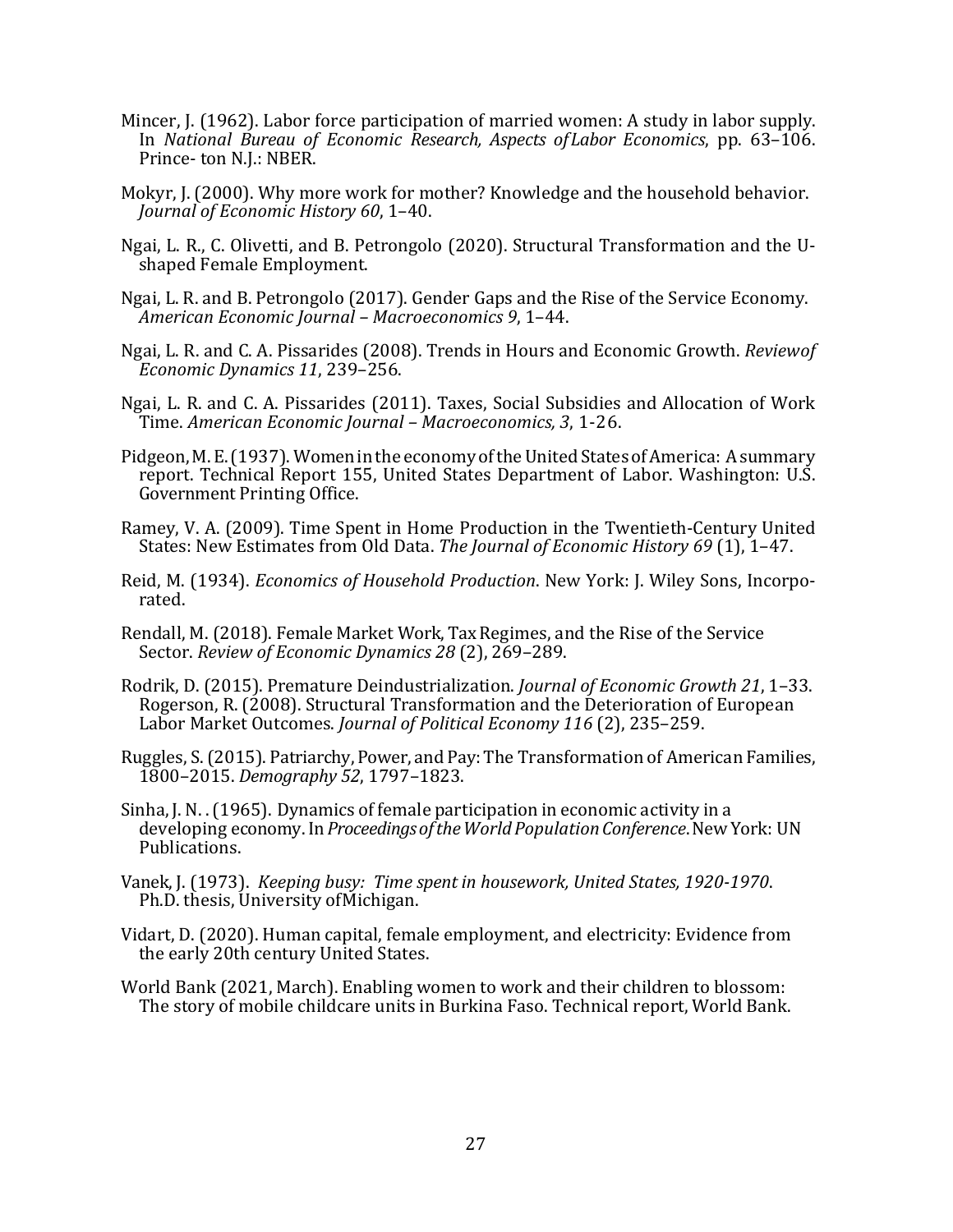Mincer, J. (1962). Labor force participation of married women: A study in labor supply. In *National Bureau of Economic Research, Aspects of Labor Economics*, pp. 63–106. Prince- ton N.J.: NBER.

Mokyr, J. (2000). Why more work for mother? Knowledge and the household behavior. *Journal of Economic History 60*, 1–40.

Ngai, L. R., C. Olivetti, and B. Petrongolo (2020). Structural Transformation and the U-shaped Female Employment.

Ngai, L. R. and B. Petrongolo (2017). Gender Gaps and the Rise of the Service Economy. *American Economic Journal – Macroeconomics 9*, 1–44.

Ngai, L. R. and C. A. Pissarides (2008). Trends in Hours and Economic Growth. *Reviewof Economic Dynamics 11*, 239–256.

Ngai, L. R. and C. A. Pissarides (2011). Taxes, Social Subsidies and Allocation of Work Time. *American Economic Journal – Macroeconomics, 3*, 1-26.

Pidgeon, M. E. (1937). Women in the economy of the United States of America: A summary report. Technical Report 155, United States Department of Labor. Washington: U.S. Government Printing Office.

Ramey, V. A. (2009). Time Spent in Home Production in the Twentieth-Century United States: New Estimates from Old Data. *The Journal of Economic History 69* (1), 1–47.

Reid, M. (1934). *Economics of Household Production*. New York: J. Wiley Sons, Incorporated.

Rendall, M. (2018). Female Market Work, Tax Regimes, and the Rise of the Service Sector. *Review of Economic Dynamics 28* (2), 269–289.

Rodrik, D. (2015). Premature Deindustrialization. *Journal of Economic Growth 21*, 1–33. Rogerson, R. (2008). Structural Transformation and the Deterioration of European Labor Market Outcomes. *Journal of Political Economy 116* (2), 235–259.

Ruggles, S. (2015). Patriarchy, Power, and Pay: The Transformation of American Families, 1800–2015. *Demography 52*, 1797–1823.

Sinha, J. N. . (1965). Dynamics of female participation in economic activity in a developing economy. In *Proceedings of the World Population Conference*. New York: UN Publications.

Vanek, J. (1973). *Keeping busy: Time spent in housework, United States, 1920-1970*. Ph.D. thesis, University of Michigan.

Vidart, D. (2020). Human capital, female employment, and electricity: Evidence from the early 20th century United States.

World Bank (2021, March). Enabling women to work and their children to blossom: The story of mobile childcare units in Burkina Faso. Technical report, World Bank.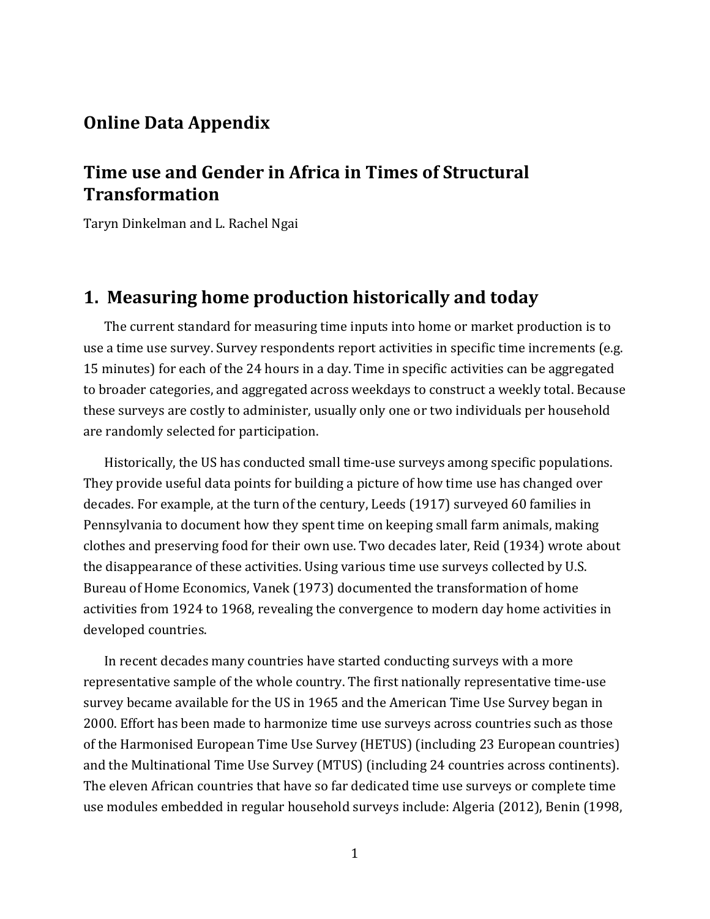# Online Data Appendix

# Time use and Gender in Africa in Times of Structural Transformation

Taryn Dinkelman and L. Rachel Ngai

## 1. Measuring home production historically and today

The current standard for measuring time inputs into home or market production is to use a time use survey. Survey respondents report activities in specific time increments (e.g. 15 minutes) for each of the 24 hours in a day. Time in specific activities can be aggregated to broader categories, and aggregated across weekdays to construct a weekly total. Because these surveys are costly to administer, usually only one or two individuals per household are randomly selected for participation.

Historically, the US has conducted small time-use surveys among specific populations. They provide useful data points for building a picture of how time use has changed over decades. For example, at the turn of the century, Leeds (1917) surveyed 60 families in Pennsylvania to document how they spent time on keeping small farm animals, making clothes and preserving food for their own use. Two decades later, Reid (1934) wrote about the disappearance of these activities. Using various time use surveys collected by U.S. Bureau of Home Economics, Vanek (1973) documented the transformation of home activities from 1924 to 1968, revealing the convergence to modern day home activities in developed countries.

In recent decades many countries have started conducting surveys with a more representative sample of the whole country. The first nationally representative time-use survey became available for the US in 1965 and the American Time Use Survey began in 2000. Effort has been made to harmonize time use surveys across countries such as those of the Harmonised European Time Use Survey (HETUS) (including 23 European countries) and the Multinational Time Use Survey (MTUS) (including 24 countries across continents). The eleven African countries that have so far dedicated time use surveys or complete time use modules embedded in regular household surveys include: Algeria (2012), Benin (1998,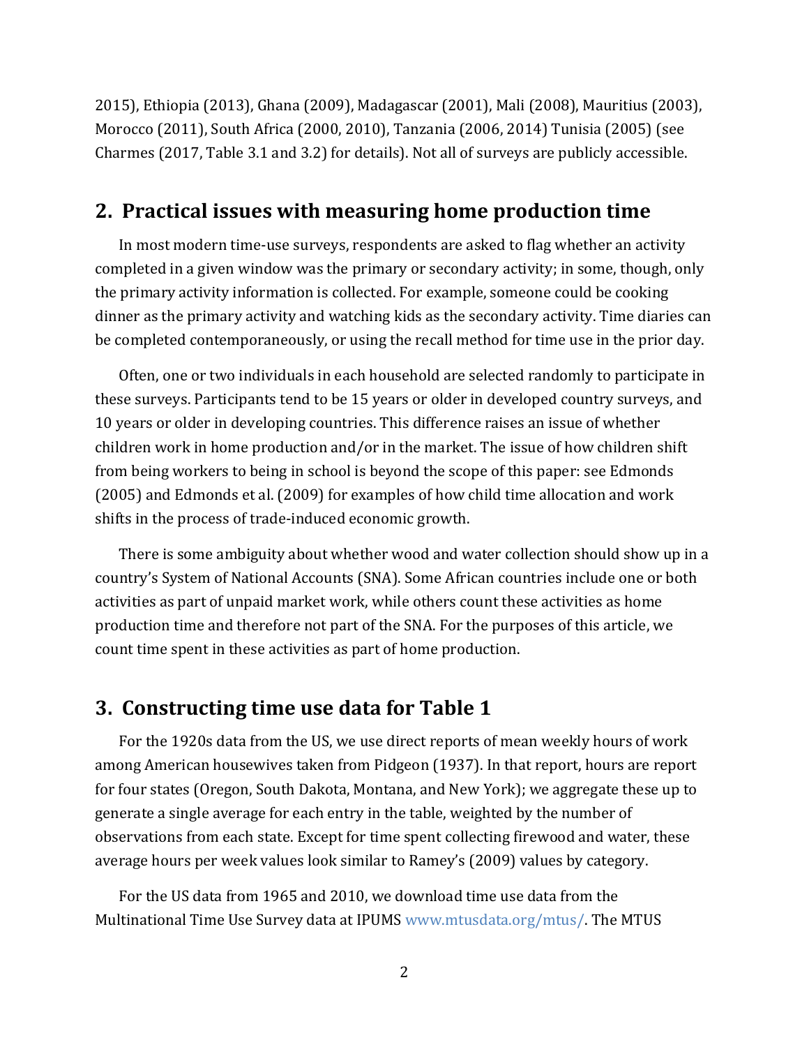2015), Ethiopia (2013), Ghana (2009), Madagascar (2001), Mali (2008), Mauritius (2003), Morocco (2011), South Africa (2000, 2010), Tanzania (2006, 2014) Tunisia (2005) (see Charmes (2017, Table 3.1 and 3.2) for details). Not all of surveys are publicly accessible.

## 2. Practical issues with measuring home production time

In most modern time-use surveys, respondents are asked to flag whether an activity completed in a given window was the primary or secondary activity; in some, though, only the primary activity information is collected. For example, someone could be cooking dinner as the primary activity and watching kids as the secondary activity. Time diaries can be completed contemporaneously, or using the recall method for time use in the prior day.

Often, one or two individuals in each household are selected randomly to participate in these surveys. Participants tend to be 15 years or older in developed country surveys, and 10 years or older in developing countries. This difference raises an issue of whether children work in home production and/or in the market. The issue of how children shift from being workers to being in school is beyond the scope of this paper: see Edmonds (2005) and Edmonds et al. (2009) for examples of how child time allocation and work shifts in the process of trade-induced economic growth.

There is some ambiguity about whether wood and water collection should show up in a country's System of National Accounts (SNA). Some African countries include one or both activities as part of unpaid market work, while others count these activities as home production time and therefore not part of the SNA. For the purposes of this article, we count time spent in these activities as part of home production.

## 3. Constructing time use data for Table 1

For the 1920s data from the US, we use direct reports of mean weekly hours of work among American housewives taken from Pidgeon (1937). In that report, hours are report for four states (Oregon, South Dakota, Montana, and New York); we aggregate these up to generate a single average for each entry in the table, weighted by the number of observations from each state. Except for time spent collecting firewood and water, these average hours per week values look similar to Ramey's (2009) values by category.

For the US data from 1965 and 2010, we download time use data from the Multinational Time Use Survey data at IPUMS www.mtusdata.org/mtus/. The MTUS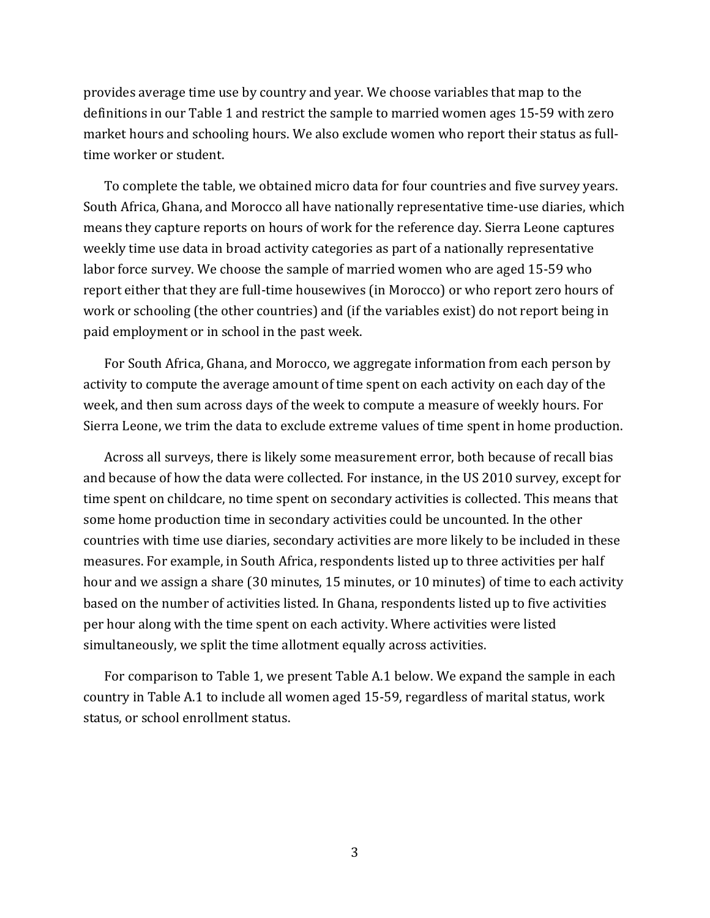provides average time use by country and year. We choose variables that map to the definitions in our Table 1 and restrict the sample to married women ages 15-59 with zero market hours and schooling hours. We also exclude women who report their status as full-time worker or student.

To complete the table, we obtained micro data for four countries and five survey years. South Africa, Ghana, and Morocco all have nationally representative time-use diaries, which means they capture reports on hours of work for the reference day. Sierra Leone captures weekly time use data in broad activity categories as part of a nationally representative labor force survey. We choose the sample of married women who are aged 15-59 who report either that they are full-time housewives (in Morocco) or who report zero hours of work or schooling (the other countries) and (if the variables exist) do not report being in paid employment or in school in the past week.

For South Africa, Ghana, and Morocco, we aggregate information from each person by activity to compute the average amount of time spent on each activity on each day of the week, and then sum across days of the week to compute a measure of weekly hours. For Sierra Leone, we trim the data to exclude extreme values of time spent in home production.

Across all surveys, there is likely some measurement error, both because of recall bias and because of how the data were collected. For instance, in the US 2010 survey, except for time spent on childcare, no time spent on secondary activities is collected. This means that some home production time in secondary activities could be uncounted. In the other countries with time use diaries, secondary activities are more likely to be included in these measures. For example, in South Africa, respondents listed up to three activities per half hour and we assign a share (30 minutes, 15 minutes, or 10 minutes) of time to each activity based on the number of activities listed. In Ghana, respondents listed up to five activities per hour along with the time spent on each activity. Where activities were listed simultaneously, we split the time allotment equally across activities.

For comparison to Table 1, we present Table A.1 below. We expand the sample in each country in Table A.1 to include all women aged 15-59, regardless of marital status, work status, or school enrollment status.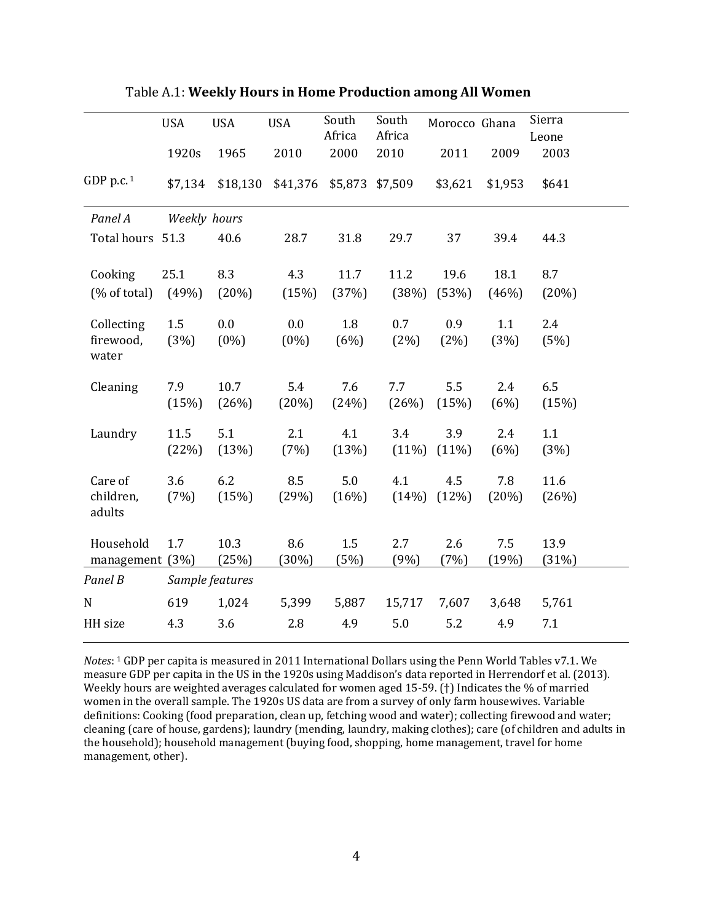Table A.1: **Weekly Hours in Home Production among All Women**

| | USA | USA | USA | South Africa | South Africa | Morocco | Ghana | Sierra Leone |
|---|---|---|---|---|---|---|---|---|
| | 1920s | 1965 | 2010 | 2000 | 2010 | 2011 | 2009 | 2003 |
| GDP p.c. [1] | \$7,134 | \$18,130 | \$41,376 | \$5,873 | \$7,509 | \$3,621 | \$1,953 | \$641 |
| *Panel A* | *Weekly hours* | | | | | | | |
| Total hours | 51.3 | 40.6 | 28.7 | 31.8 | 29.7 | 37 | 39.4 | 44.3 |
| Cooking | 25.1 | 8.3 | 4.3 | 11.7 | 11.2 | 19.6 | 18.1 | 8.7 |
| (% of total) | (49%) | (20%) | (15%) | (37%) | (38%) | (53%) | (46%) | (20%) |
| Collecting firewood, water | 1.5 (3%) | 0.0 (0%) | 0.0 (0%) | 1.8 (6%) | 0.7 (2%) | 0.9 (2%) | 1.1 (3%) | 2.4 (5%) |
| Cleaning | 7.9 (15%) | 10.7 (26%) | 5.4 (20%) | 7.6 (24%) | 7.7 (26%) | 5.5 (15%) | 2.4 (6%) | 6.5 (15%) |
| Laundry | 11.5 (22%) | 5.1 (13%) | 2.1 (7%) | 4.1 (13%) | 3.4 (11%) | 3.9 (11%) | 2.4 (6%) | 1.1 (3%) |
| Care of children, adults | 3.6 (7%) | 6.2 (15%) | 8.5 (29%) | 5.0 (16%) | 4.1 (14%) | 4.5 (12%) | 7.8 (20%) | 11.6 (26%) |
| Household management | 1.7 (3%) | 10.3 (25%) | 8.6 (30%) | 1.5 (5%) | 2.7 (9%) | 2.6 (7%) | 7.5 (19%) | 13.9 (31%) |
| *Panel B* | *Sample features* | | | | | | | |
| N | 619 | 1,024 | 5,399 | 5,887 | 15,717 | 7,607 | 3,648 | 5,761 |
| HH size | 4.3 | 3.6 | 2.8 | 4.9 | 5.0 | 5.2 | 4.9 | 7.1 |

*Notes*: [1] GDP per capita is measured in 2011 International Dollars using the Penn World Tables v7.1. We measure GDP per capita in the US in the 1920s using Maddison's data reported in Herrendorf et al. (2013). Weekly hours are weighted averages calculated for women aged 15-59. (†) Indicates the % of married women in the overall sample. The 1920s US data are from a survey of only farm housewives. Variable definitions: Cooking (food preparation, clean up, fetching wood and water); collecting firewood and water; cleaning (care of house, gardens); laundry (mending, laundry, making clothes); care (of children and adults in the household); household management (buying food, shopping, home management, travel for home management, other).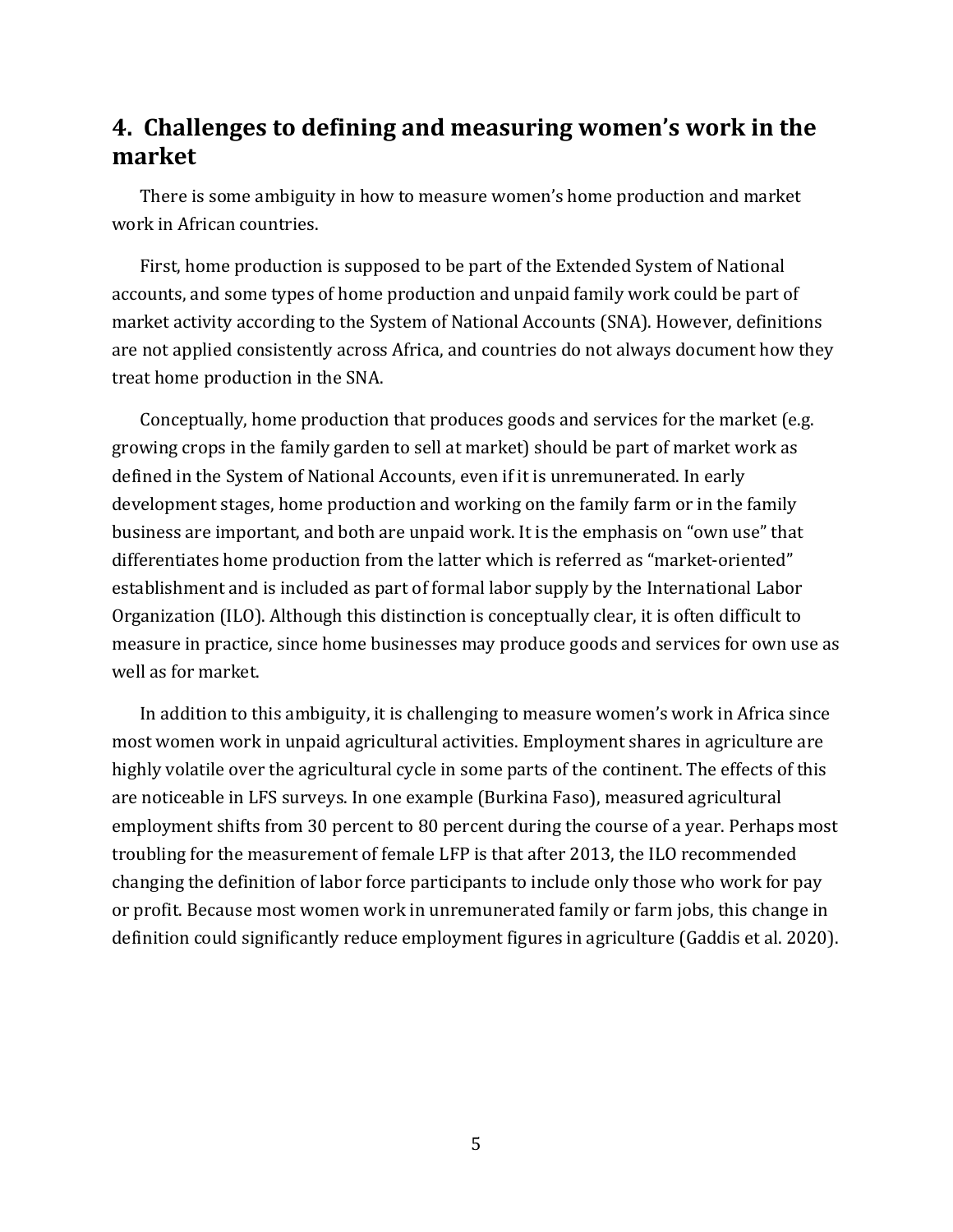## 4. Challenges to defining and measuring women's work in the market

There is some ambiguity in how to measure women's home production and market work in African countries.

First, home production is supposed to be part of the Extended System of National accounts, and some types of home production and unpaid family work could be part of market activity according to the System of National Accounts (SNA). However, definitions are not applied consistently across Africa, and countries do not always document how they treat home production in the SNA.

Conceptually, home production that produces goods and services for the market (e.g. growing crops in the family garden to sell at market) should be part of market work as defined in the System of National Accounts, even if it is unremunerated. In early development stages, home production and working on the family farm or in the family business are important, and both are unpaid work. It is the emphasis on "own use" that differentiates home production from the latter which is referred as "market-oriented" establishment and is included as part of formal labor supply by the International Labor Organization (ILO). Although this distinction is conceptually clear, it is often difficult to measure in practice, since home businesses may produce goods and services for own use as well as for market.

In addition to this ambiguity, it is challenging to measure women's work in Africa since most women work in unpaid agricultural activities. Employment shares in agriculture are highly volatile over the agricultural cycle in some parts of the continent. The effects of this are noticeable in LFS surveys. In one example (Burkina Faso), measured agricultural employment shifts from 30 percent to 80 percent during the course of a year. Perhaps most troubling for the measurement of female LFP is that after 2013, the ILO recommended changing the definition of labor force participants to include only those who work for pay or profit. Because most women work in unremunerated family or farm jobs, this change in definition could significantly reduce employment figures in agriculture (Gaddis et al. 2020).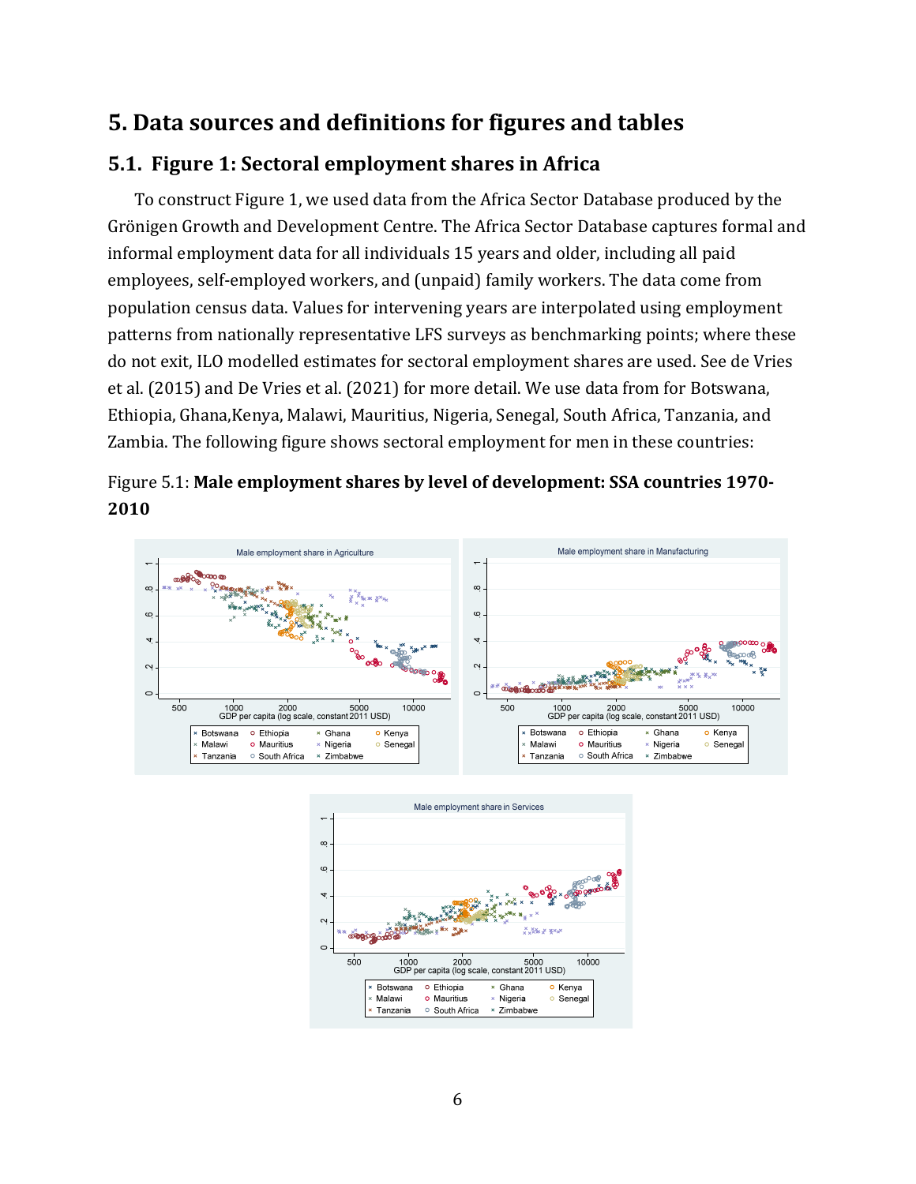# 5. Data sources and definitions for figures and tables

## 5.1. Figure 1: Sectoral employment shares in Africa

To construct Figure 1, we used data from the Africa Sector Database produced by the Grönigen Growth and Development Centre. The Africa Sector Database captures formal and informal employment data for all individuals 15 years and older, including all paid employees, self-employed workers, and (unpaid) family workers. The data come from population census data. Values for intervening years are interpolated using employment patterns from nationally representative LFS surveys as benchmarking points; where these do not exit, ILO modelled estimates for sectoral employment shares are used. See de Vries et al. (2015) and De Vries et al. (2021) for more detail. We use data from for Botswana, Ethiopia, Ghana,Kenya, Malawi, Mauritius, Nigeria, Senegal, South Africa, Tanzania, and Zambia. The following figure shows sectoral employment for men in these countries:

Figure 5.1: **Male employment shares by level of development: SSA countries 1970-2010**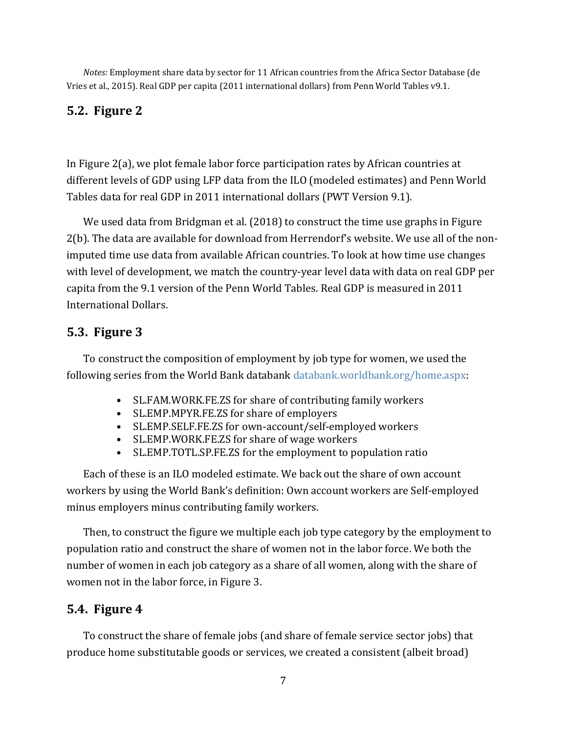*Notes:* Employment share data by sector for 11 African countries from the Africa Sector Database (de Vries et al., 2015). Real GDP per capita (2011 international dollars) from Penn World Tables v9.1.

## 5.2. Figure 2

In Figure 2(a), we plot female labor force participation rates by African countries at different levels of GDP using LFP data from the ILO (modeled estimates) and Penn World Tables data for real GDP in 2011 international dollars (PWT Version 9.1).

We used data from Bridgman et al. (2018) to construct the time use graphs in Figure 2(b). The data are available for download from Herrendorf's website. We use all of the non-imputed time use data from available African countries. To look at how time use changes with level of development, we match the country-year level data with data on real GDP per capita from the 9.1 version of the Penn World Tables. Real GDP is measured in 2011 International Dollars.

## 5.3. Figure 3

To construct the composition of employment by job type for women, we used the following series from the World Bank databank databank.worldbank.org/home.aspx:

- SL.FAM.WORK.FE.ZS for share of contributing family workers
- SL.EMP.MPYR.FE.ZS for share of employers
- SL.EMP.SELF.FE.ZS for own-account/self-employed workers
- SL.EMP.WORK.FE.ZS for share of wage workers
- SL.EMP.TOTL.SP.FE.ZS for the employment to population ratio

Each of these is an ILO modeled estimate. We back out the share of own account workers by using the World Bank's definition: Own account workers are Self-employed minus employers minus contributing family workers.

Then, to construct the figure we multiple each job type category by the employment to population ratio and construct the share of women not in the labor force. We both the number of women in each job category as a share of all women, along with the share of women not in the labor force, in Figure 3.

## 5.4. Figure 4

To construct the share of female jobs (and share of female service sector jobs) that produce home substitutable goods or services, we created a consistent (albeit broad)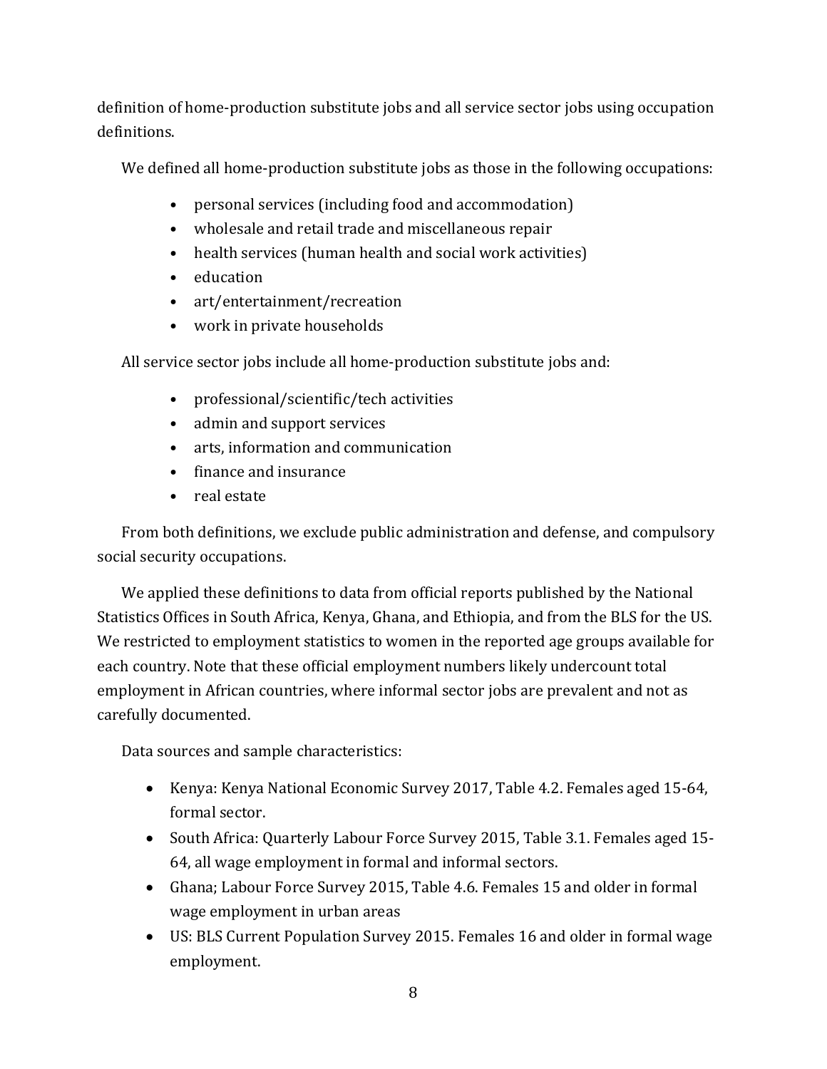definition of home-production substitute jobs and all service sector jobs using occupation definitions.

We defined all home-production substitute jobs as those in the following occupations:

- personal services (including food and accommodation)
- wholesale and retail trade and miscellaneous repair
- health services (human health and social work activities)
- education
- art/entertainment/recreation
- work in private households

All service sector jobs include all home-production substitute jobs and:

- professional/scientific/tech activities
- admin and support services
- arts, information and communication
- finance and insurance
- real estate

From both definitions, we exclude public administration and defense, and compulsory social security occupations.

We applied these definitions to data from official reports published by the National Statistics Offices in South Africa, Kenya, Ghana, and Ethiopia, and from the BLS for the US. We restricted to employment statistics to women in the reported age groups available for each country. Note that these official employment numbers likely undercount total employment in African countries, where informal sector jobs are prevalent and not as carefully documented.

Data sources and sample characteristics:

- Kenya: Kenya National Economic Survey 2017, Table 4.2. Females aged 15-64, formal sector.
- South Africa: Quarterly Labour Force Survey 2015, Table 3.1. Females aged 15-64, all wage employment in formal and informal sectors.
- Ghana; Labour Force Survey 2015, Table 4.6. Females 15 and older in formal wage employment in urban areas
- US: BLS Current Population Survey 2015. Females 16 and older in formal wage employment.